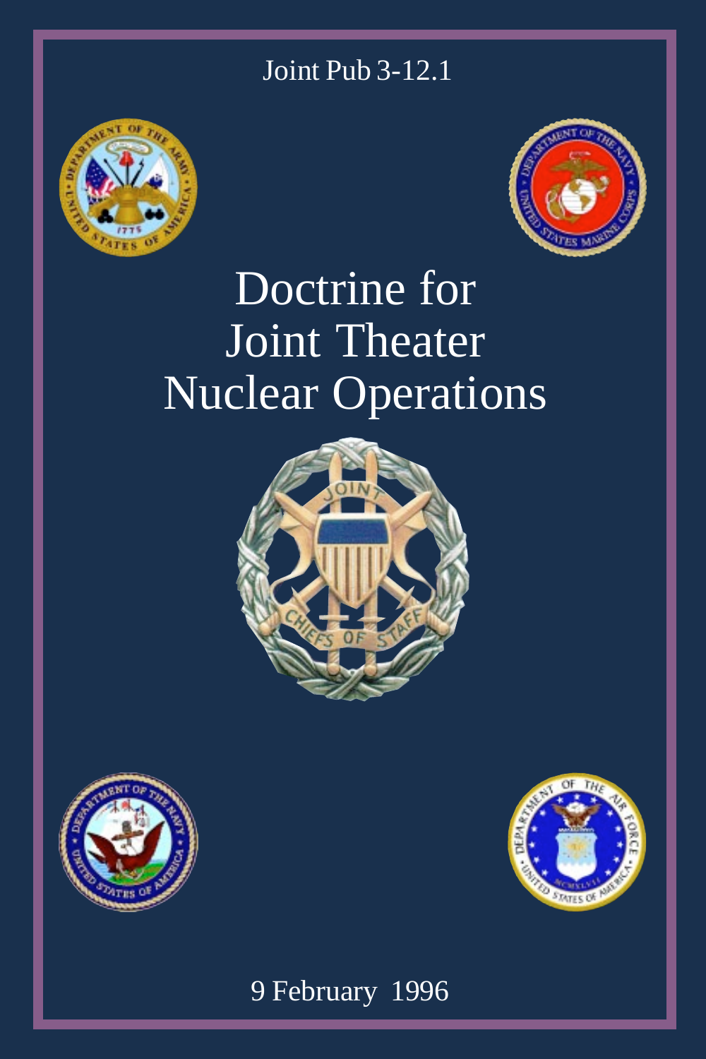Joint Pub 3-12.1

# Doctrine for Joint Theater Nuclear Operations

9 February 1996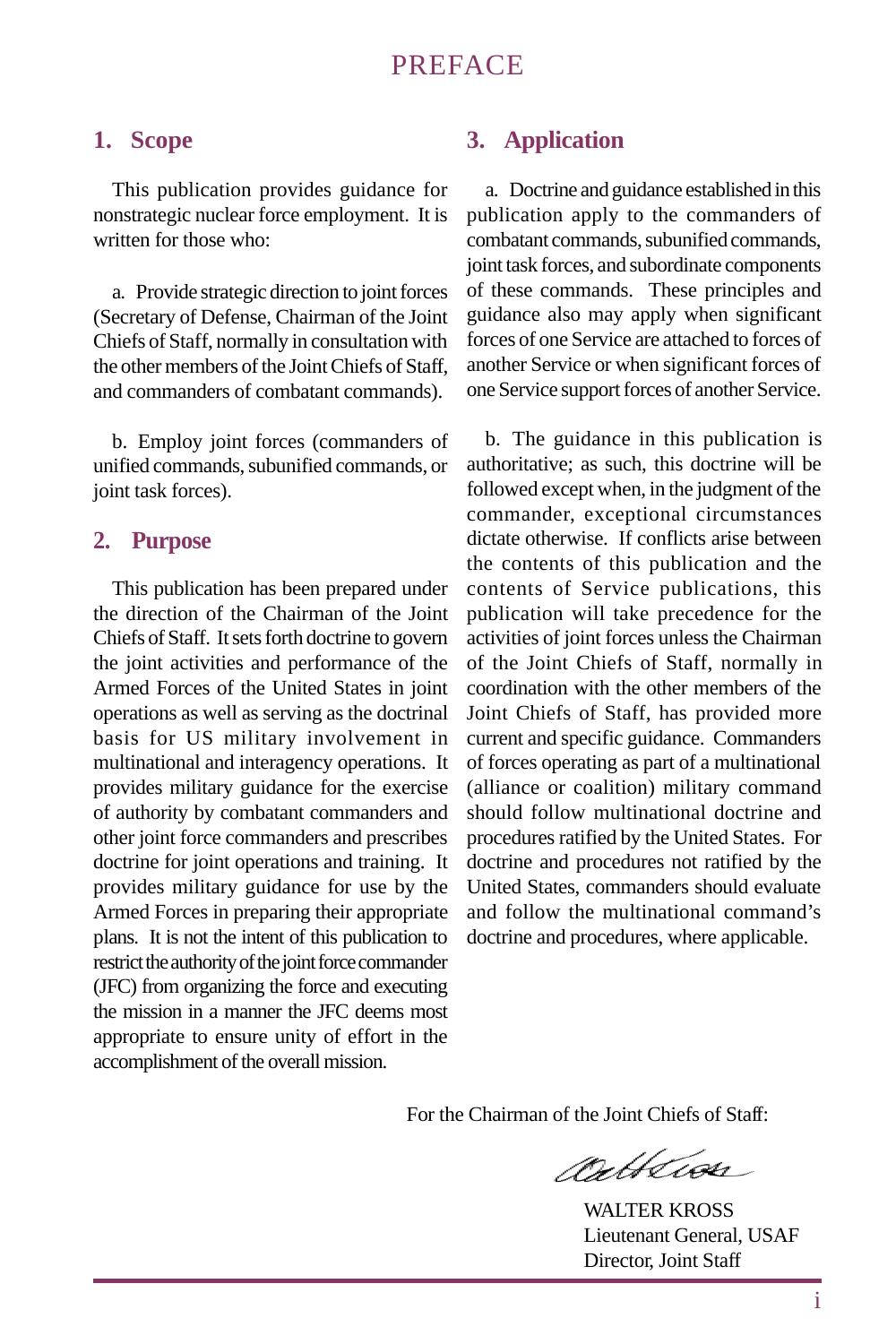# PREFACE

## 1. Scope

This publication provides guidance for nonstrategic nuclear force employment. It is written for those who:

a. Provide strategic direction to joint forces (Secretary of Defense, Chairman of the Joint Chiefs of Staff, normally in consultation with the other members of the Joint Chiefs of Staff, and commanders of combatant commands).

b. Employ joint forces (commanders of unified commands, subunified commands, or joint task forces).

## 2. Purpose

This publication has been prepared under the direction of the Chairman of the Joint Chiefs of Staff. It sets forth doctrine to govern the joint activities and performance of the Armed Forces of the United States in joint operations as well as serving as the doctrinal basis for US military involvement in multinational and interagency operations. It provides military guidance for the exercise of authority by combatant commanders and other joint force commanders and prescribes doctrine for joint operations and training. It provides military guidance for use by the Armed Forces in preparing their appropriate plans. It is not the intent of this publication to restrict the authority of the joint force commander (JFC) from organizing the force and executing the mission in a manner the JFC deems most appropriate to ensure unity of effort in the accomplishment of the overall mission.

## 3. Application

a. Doctrine and guidance established in this publication apply to the commanders of combatant commands, subunified commands, joint task forces, and subordinate components of these commands. These principles and guidance also may apply when significant forces of one Service are attached to forces of another Service or when significant forces of one Service support forces of another Service.

b. The guidance in this publication is authoritative; as such, this doctrine will be followed except when, in the judgment of the commander, exceptional circumstances dictate otherwise. If conflicts arise between the contents of this publication and the contents of Service publications, this publication will take precedence for the activities of joint forces unless the Chairman of the Joint Chiefs of Staff, normally in coordination with the other members of the Joint Chiefs of Staff, has provided more current and specific guidance. Commanders of forces operating as part of a multinational (alliance or coalition) military command should follow multinational doctrine and procedures ratified by the United States. For doctrine and procedures not ratified by the United States, commanders should evaluate and follow the multinational command's doctrine and procedures, where applicable.

For the Chairman of the Joint Chiefs of Staff:

WALTER KROSS
Lieutenant General, USAF
Director, Joint Staff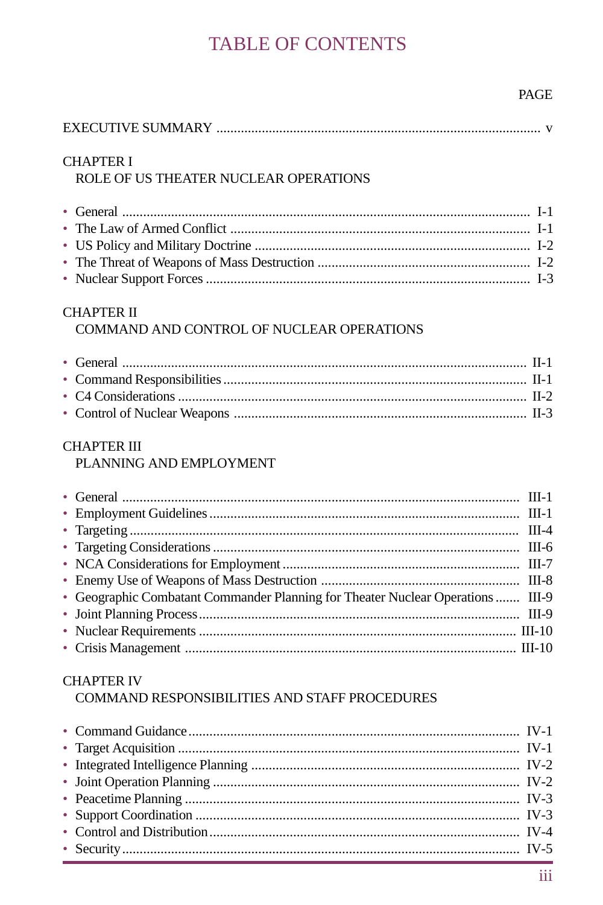# TABLE OF CONTENTS

| | PAGE |
|---|---|
| EXECUTIVE SUMMARY | v |

CHAPTER I
ROLE OF US THEATER NUCLEAR OPERATIONS

| | |
|---|---|
| • General | I-1 |
| • The Law of Armed Conflict | I-1 |
| • US Policy and Military Doctrine | I-2 |
| • The Threat of Weapons of Mass Destruction | I-2 |
| • Nuclear Support Forces | I-3 |

CHAPTER II
COMMAND AND CONTROL OF NUCLEAR OPERATIONS

| | |
|---|---|
| • General | II-1 |
| • Command Responsibilities | II-1 |
| • C4 Considerations | II-2 |
| • Control of Nuclear Weapons | II-3 |

CHAPTER III
PLANNING AND EMPLOYMENT

| | |
|---|---|
| • General | III-1 |
| • Employment Guidelines | III-1 |
| • Targeting | III-4 |
| • Targeting Considerations | III-6 |
| • NCA Considerations for Employment | III-7 |
| • Enemy Use of Weapons of Mass Destruction | III-8 |
| • Geographic Combatant Commander Planning for Theater Nuclear Operations | III-9 |
| • Joint Planning Process | III-9 |
| • Nuclear Requirements | III-10 |
| • Crisis Management | III-10 |

CHAPTER IV
COMMAND RESPONSIBILITIES AND STAFF PROCEDURES

| | |
|---|---|
| • Command Guidance | IV-1 |
| • Target Acquisition | IV-1 |
| • Integrated Intelligence Planning | IV-2 |
| • Joint Operation Planning | IV-2 |
| • Peacetime Planning | IV-3 |
| • Support Coordination | IV-3 |
| • Control and Distribution | IV-4 |
| • Security | IV-5 |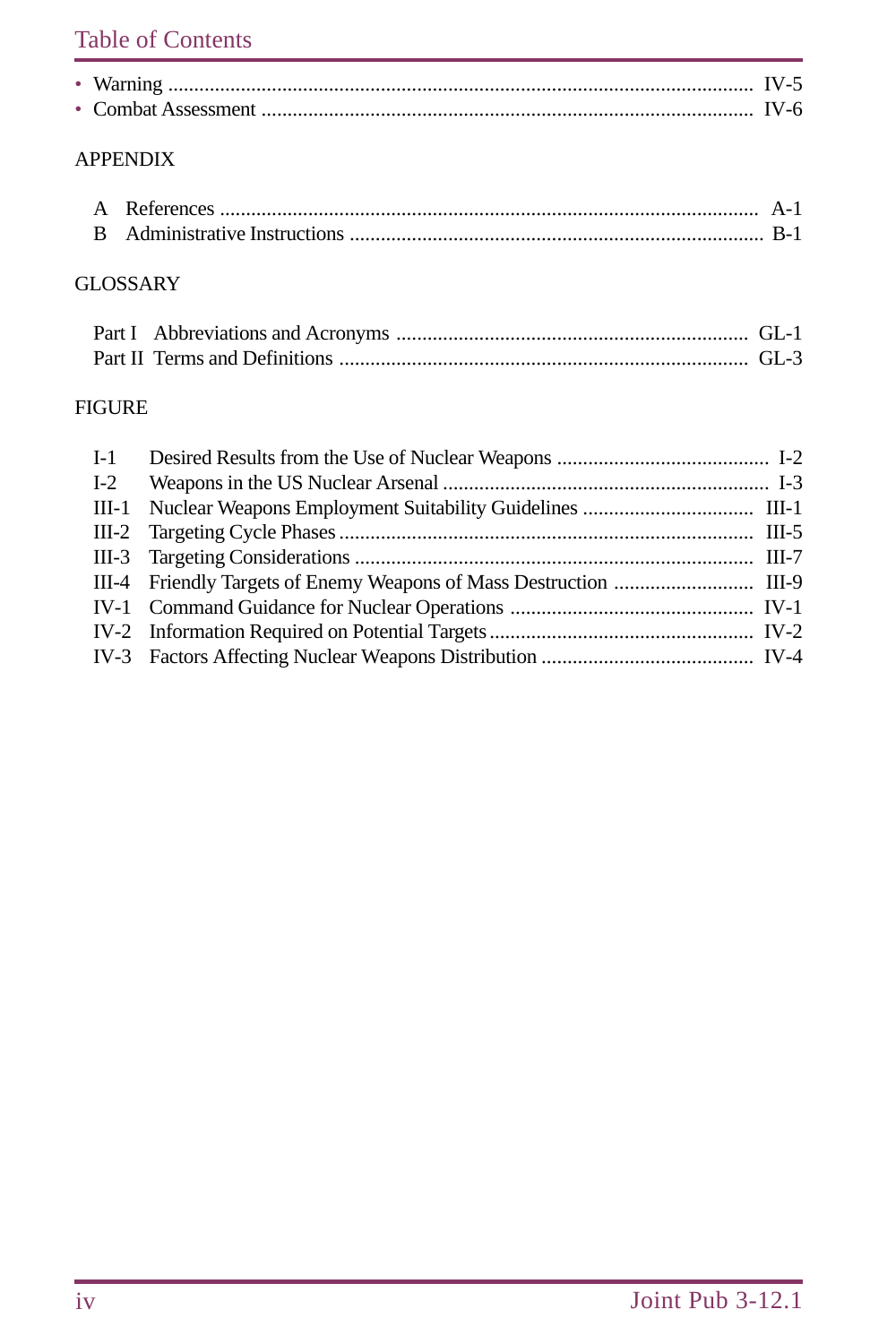# Table of Contents

- Warning ..................................................................................................... IV-5
- Combat Assessment ................................................................................. IV-6

APPENDIX

A References ........................................................................................... A-1
B Administrative Instructions ................................................................... B-1

GLOSSARY

Part I Abbreviations and Acronyms ......................................................... GL-1
Part II Terms and Definitions ................................................................... GL-3

FIGURE

I-1 Desired Results from the Use of Nuclear Weapons ......................................... I-2
I-2 Weapons in the US Nuclear Arsenal ............................................................... I-3
III-1 Nuclear Weapons Employment Suitability Guidelines ................................. III-1
III-2 Targeting Cycle Phases ............................................................................... III-5
III-3 Targeting Considerations ............................................................................ III-7
III-4 Friendly Targets of Enemy Weapons of Mass Destruction ........................... III-9
IV-1 Command Guidance for Nuclear Operations ............................................... IV-1
IV-2 Information Required on Potential Targets ................................................... IV-2
IV-3 Factors Affecting Nuclear Weapons Distribution ......................................... IV-4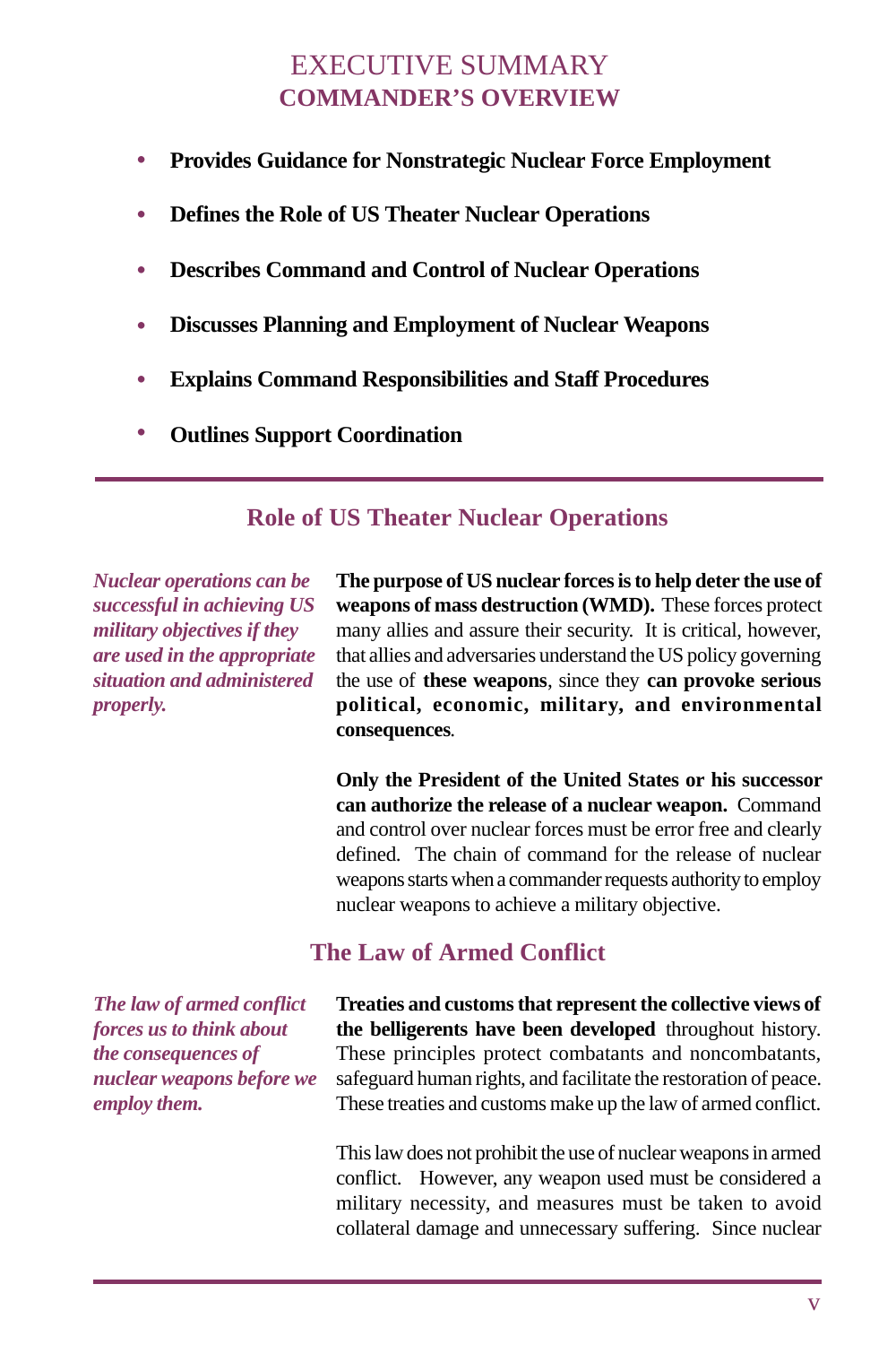# EXECUTIVE SUMMARY
## COMMANDER'S OVERVIEW

- **Provides Guidance for Nonstrategic Nuclear Force Employment**
- **Defines the Role of US Theater Nuclear Operations**
- **Describes Command and Control of Nuclear Operations**
- **Discusses Planning and Employment of Nuclear Weapons**
- **Explains Command Responsibilities and Staff Procedures**
- **Outlines Support Coordination**

---

### Role of US Theater Nuclear Operations

***Nuclear operations can be successful in achieving US military objectives if they are used in the appropriate situation and administered properly.***

**The purpose of US nuclear forces is to help deter the use of weapons of mass destruction (WMD).** These forces protect many allies and assure their security. It is critical, however, that allies and adversaries understand the US policy governing the use of **these weapons**, since they **can provoke serious political, economic, military, and environmental consequences**.

**Only the President of the United States or his successor can authorize the release of a nuclear weapon.** Command and control over nuclear forces must be error free and clearly defined. The chain of command for the release of nuclear weapons starts when a commander requests authority to employ nuclear weapons to achieve a military objective.

### The Law of Armed Conflict

***The law of armed conflict forces us to think about the consequences of nuclear weapons before we employ them.***

**Treaties and customs that represent the collective views of the belligerents have been developed** throughout history. These principles protect combatants and noncombatants, safeguard human rights, and facilitate the restoration of peace. These treaties and customs make up the law of armed conflict.

This law does not prohibit the use of nuclear weapons in armed conflict. However, any weapon used must be considered a military necessity, and measures must be taken to avoid collateral damage and unnecessary suffering. Since nuclear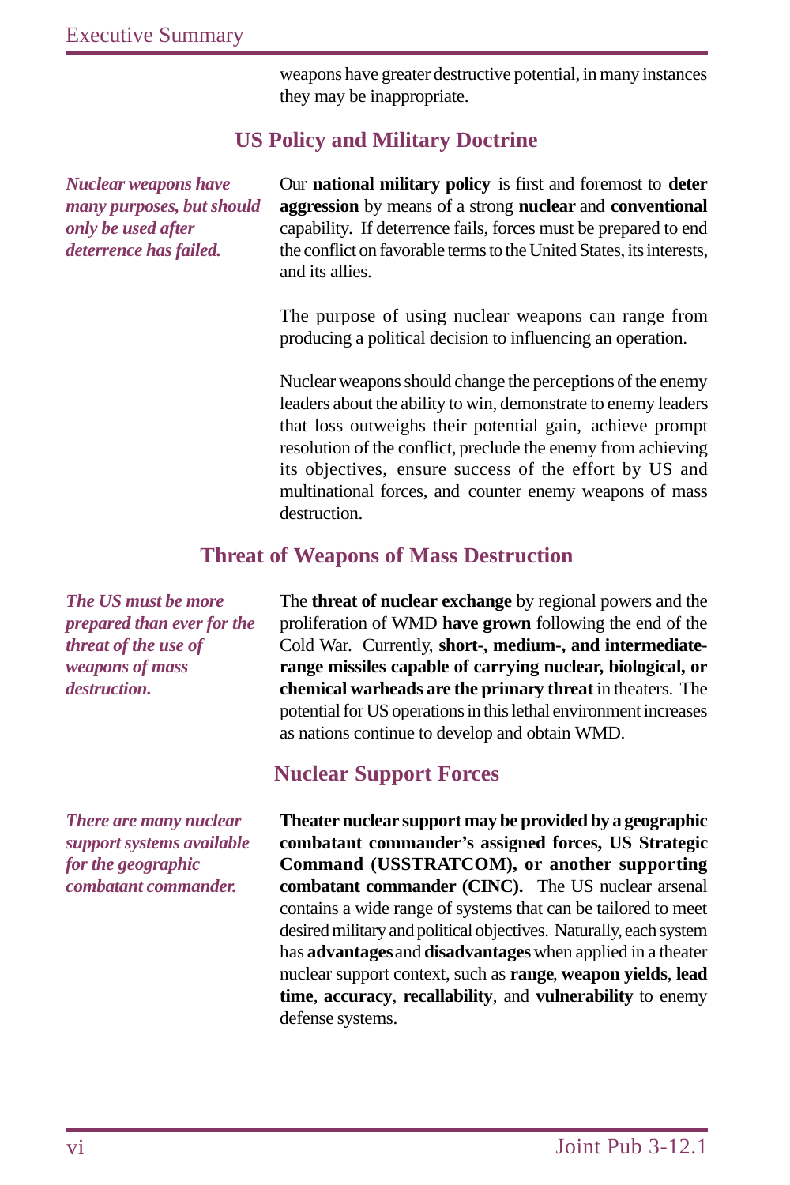weapons have greater destructive potential, in many instances they may be inappropriate.

## US Policy and Military Doctrine

***Nuclear weapons have many purposes, but should only be used after deterrence has failed.***

Our **national military policy** is first and foremost to **deter aggression** by means of a strong **nuclear** and **conventional** capability. If deterrence fails, forces must be prepared to end the conflict on favorable terms to the United States, its interests, and its allies.

The purpose of using nuclear weapons can range from producing a political decision to influencing an operation.

Nuclear weapons should change the perceptions of the enemy leaders about the ability to win, demonstrate to enemy leaders that loss outweighs their potential gain, achieve prompt resolution of the conflict, preclude the enemy from achieving its objectives, ensure success of the effort by US and multinational forces, and counter enemy weapons of mass destruction.

## Threat of Weapons of Mass Destruction

***The US must be more prepared than ever for the threat of the use of weapons of mass destruction.***

The **threat of nuclear exchange** by regional powers and the proliferation of WMD **have grown** following the end of the Cold War. Currently, **short-, medium-, and intermediate-range missiles capable of carrying nuclear, biological, or chemical warheads are the primary threat** in theaters. The potential for US operations in this lethal environment increases as nations continue to develop and obtain WMD.

## Nuclear Support Forces

***There are many nuclear support systems available for the geographic combatant commander.***

**Theater nuclear support may be provided by a geographic combatant commander's assigned forces, US Strategic Command (USSTRATCOM), or another supporting combatant commander (CINC).** The US nuclear arsenal contains a wide range of systems that can be tailored to meet desired military and political objectives. Naturally, each system has **advantages** and **disadvantages** when applied in a theater nuclear support context, such as **range**, **weapon yields**, **lead time**, **accuracy**, **recallability**, and **vulnerability** to enemy defense systems.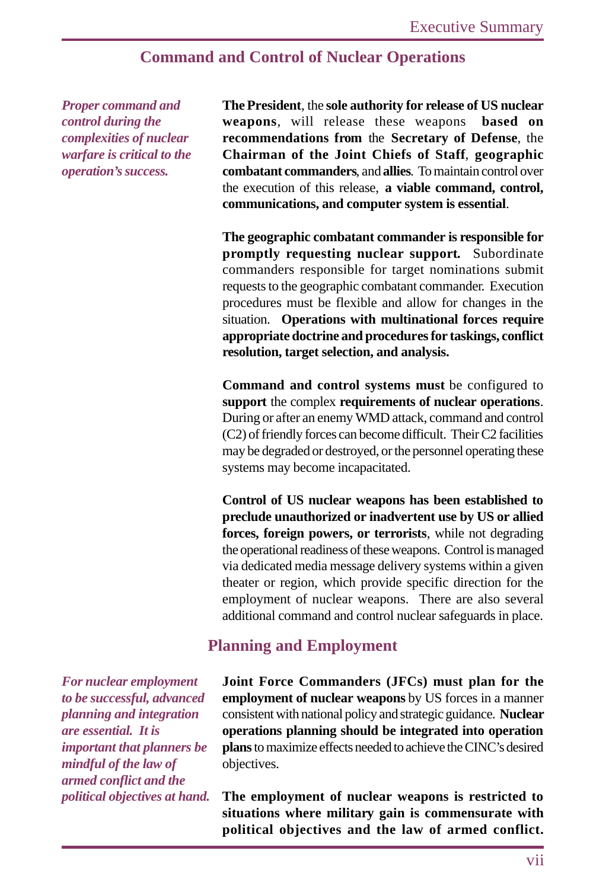## Command and Control of Nuclear Operations

***Proper command and control during the complexities of nuclear warfare is critical to the operation's success.***

**The President**, the **sole authority for release of US nuclear weapons**, will release these weapons **based on recommendations from** the **Secretary of Defense**, the **Chairman of the Joint Chiefs of Staff**, **geographic combatant commanders**, and **allies**. To maintain control over the execution of this release, **a viable command, control, communications, and computer system is essential**.

**The geographic combatant commander is responsible for promptly requesting nuclear support.** Subordinate commanders responsible for target nominations submit requests to the geographic combatant commander. Execution procedures must be flexible and allow for changes in the situation. **Operations with multinational forces require appropriate doctrine and procedures for taskings, conflict resolution, target selection, and analysis.**

**Command and control systems must** be configured to **support** the complex **requirements of nuclear operations**. During or after an enemy WMD attack, command and control (C2) of friendly forces can become difficult. Their C2 facilities may be degraded or destroyed, or the personnel operating these systems may become incapacitated.

**Control of US nuclear weapons has been established to preclude unauthorized or inadvertent use by US or allied forces, foreign powers, or terrorists**, while not degrading the operational readiness of these weapons. Control is managed via dedicated media message delivery systems within a given theater or region, which provide specific direction for the employment of nuclear weapons. There are also several additional command and control nuclear safeguards in place.

## Planning and Employment

***For nuclear employment to be successful, advanced planning and integration are essential. It is important that planners be mindful of the law of armed conflict and the political objectives at hand.***

**Joint Force Commanders (JFCs) must plan for the employment of nuclear weapons** by US forces in a manner consistent with national policy and strategic guidance. **Nuclear operations planning should be integrated into operation plans** to maximize effects needed to achieve the CINC's desired objectives.

**The employment of nuclear weapons is restricted to situations where military gain is commensurate with political objectives and the law of armed conflict.**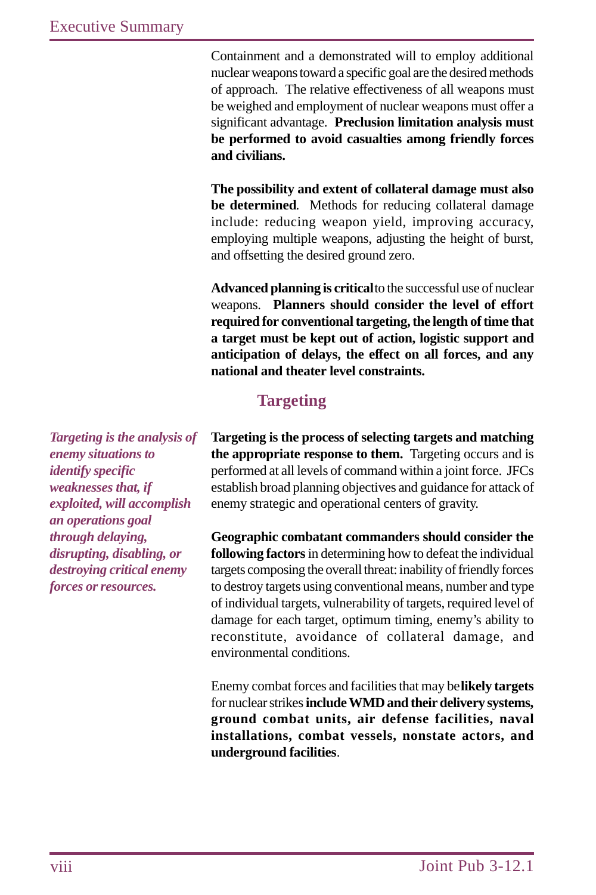Containment and a demonstrated will to employ additional nuclear weapons toward a specific goal are the desired methods of approach. The relative effectiveness of all weapons must be weighed and employment of nuclear weapons must offer a significant advantage. **Preclusion limitation analysis must be performed to avoid casualties among friendly forces and civilians.**

**The possibility and extent of collateral damage must also be determined**. Methods for reducing collateral damage include: reducing weapon yield, improving accuracy, employing multiple weapons, adjusting the height of burst, and offsetting the desired ground zero.

**Advanced planning is critical** to the successful use of nuclear weapons. **Planners should consider the level of effort required for conventional targeting, the length of time that a target must be kept out of action, logistic support and anticipation of delays, the effect on all forces, and any national and theater level constraints.**

## Targeting

***Targeting is the analysis of enemy situations to identify specific weaknesses that, if exploited, will accomplish an operations goal through delaying, disrupting, disabling, or destroying critical enemy forces or resources.***

**Targeting is the process of selecting targets and matching the appropriate response to them.** Targeting occurs and is performed at all levels of command within a joint force. JFCs establish broad planning objectives and guidance for attack of enemy strategic and operational centers of gravity.

**Geographic combatant commanders should consider the following factors** in determining how to defeat the individual targets composing the overall threat: inability of friendly forces to destroy targets using conventional means, number and type of individual targets, vulnerability of targets, required level of damage for each target, optimum timing, enemy's ability to reconstitute, avoidance of collateral damage, and environmental conditions.

Enemy combat forces and facilities that may be **likely targets** for nuclear strikes **include WMD and their delivery systems, ground combat units, air defense facilities, naval installations, combat vessels, nonstate actors, and underground facilities**.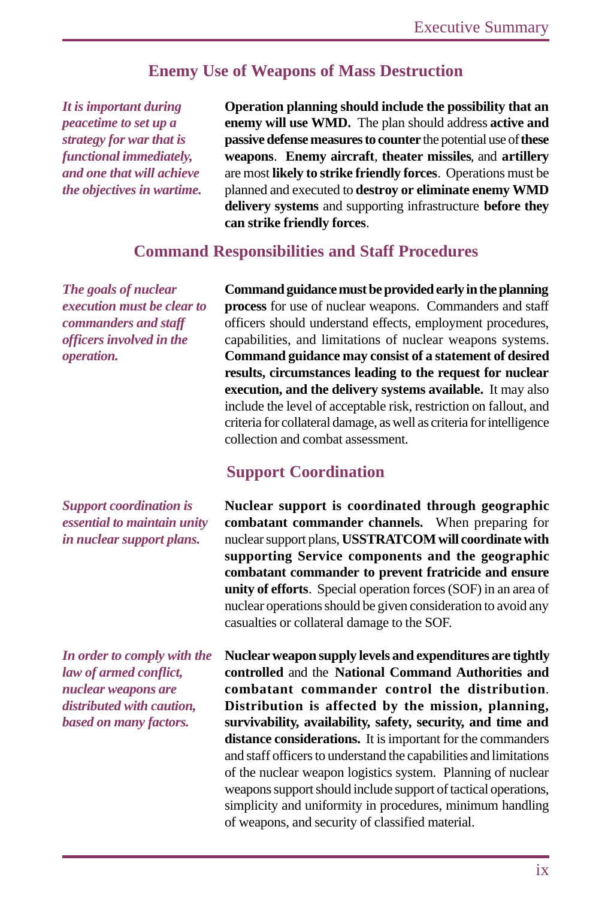## Enemy Use of Weapons of Mass Destruction

*It is important during peacetime to set up a strategy for war that is functional immediately, and one that will achieve the objectives in wartime.*

**Operation planning should include the possibility that an enemy will use WMD.** The plan should address **active and passive defense measures to counter** the potential use of **these weapons**. **Enemy aircraft**, **theater missiles**, and **artillery** are most **likely to strike friendly forces**. Operations must be planned and executed to **destroy or eliminate enemy WMD delivery systems** and supporting infrastructure **before they can strike friendly forces**.

## Command Responsibilities and Staff Procedures

*The goals of nuclear execution must be clear to commanders and staff officers involved in the operation.*

**Command guidance must be provided early in the planning process** for use of nuclear weapons. Commanders and staff officers should understand effects, employment procedures, capabilities, and limitations of nuclear weapons systems. **Command guidance may consist of a statement of desired results, circumstances leading to the request for nuclear execution, and the delivery systems available.** It may also include the level of acceptable risk, restriction on fallout, and criteria for collateral damage, as well as criteria for intelligence collection and combat assessment.

## Support Coordination

*Support coordination is essential to maintain unity in nuclear support plans.*

**Nuclear support is coordinated through geographic combatant commander channels.** When preparing for nuclear support plans, **USSTRATCOM will coordinate with supporting Service components and the geographic combatant commander to prevent fratricide and ensure unity of efforts**. Special operation forces (SOF) in an area of nuclear operations should be given consideration to avoid any casualties or collateral damage to the SOF.

*In order to comply with the law of armed conflict, nuclear weapons are distributed with caution, based on many factors.*

**Nuclear weapon supply levels and expenditures are tightly controlled** and the **National Command Authorities and combatant commander control the distribution**. **Distribution is affected by the mission, planning, survivability, availability, safety, security, and time and distance considerations.** It is important for the commanders and staff officers to understand the capabilities and limitations of the nuclear weapon logistics system. Planning of nuclear weapons support should include support of tactical operations, simplicity and uniformity in procedures, minimum handling of weapons, and security of classified material.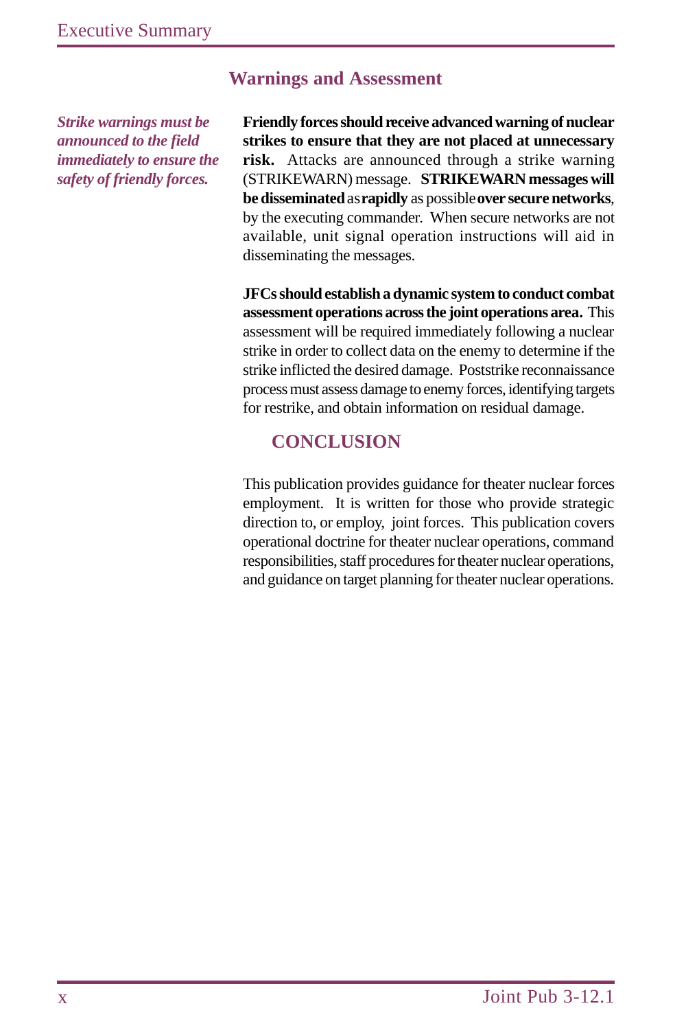## Warnings and Assessment

*Strike warnings must be announced to the field immediately to ensure the safety of friendly forces.*

**Friendly forces should receive advanced warning of nuclear strikes to ensure that they are not placed at unnecessary risk.** Attacks are announced through a strike warning (STRIKEWARN) message. **STRIKEWARN messages will be disseminated** as **rapidly** as possible **over secure networks**, by the executing commander. When secure networks are not available, unit signal operation instructions will aid in disseminating the messages.

**JFCs should establish a dynamic system to conduct combat assessment operations across the joint operations area.** This assessment will be required immediately following a nuclear strike in order to collect data on the enemy to determine if the strike inflicted the desired damage. Poststrike reconnaissance process must assess damage to enemy forces, identifying targets for restrike, and obtain information on residual damage.

## CONCLUSION

This publication provides guidance for theater nuclear forces employment. It is written for those who provide strategic direction to, or employ, joint forces. This publication covers operational doctrine for theater nuclear operations, command responsibilities, staff procedures for theater nuclear operations, and guidance on target planning for theater nuclear operations.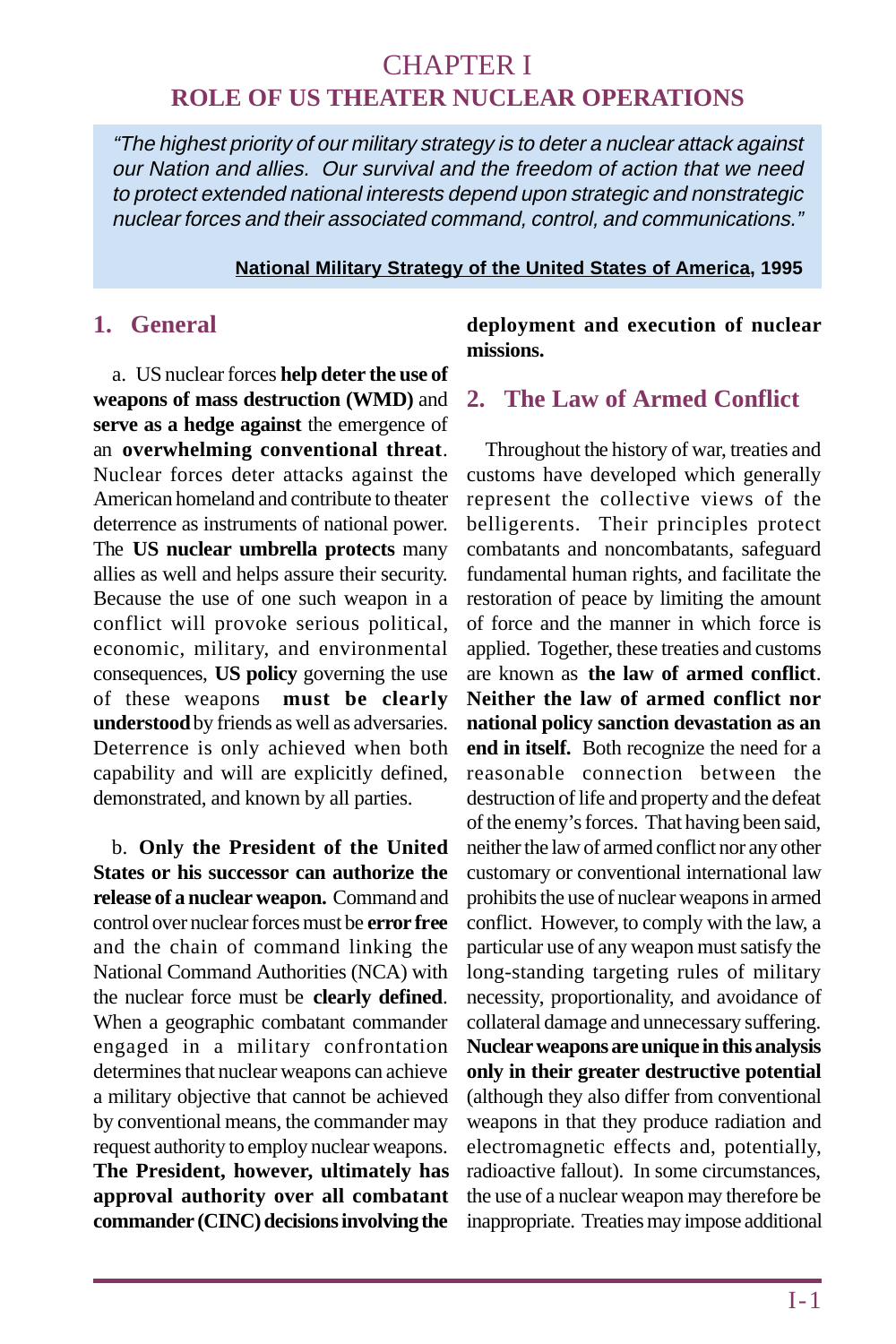# CHAPTER I
## ROLE OF US THEATER NUCLEAR OPERATIONS

> *"The highest priority of our military strategy is to deter a nuclear attack against our Nation and allies. Our survival and the freedom of action that we need to protect extended national interests depend upon strategic and nonstrategic nuclear forces and their associated command, control, and communications."*
>
> **National Military Strategy of the United States of America, 1995**

### 1. General

a. US nuclear forces **help deter the use of weapons of mass destruction (WMD)** and **serve as a hedge against** the emergence of an **overwhelming conventional threat**. Nuclear forces deter attacks against the American homeland and contribute to theater deterrence as instruments of national power. The **US nuclear umbrella protects** many allies as well and helps assure their security. Because the use of one such weapon in a conflict will provoke serious political, economic, military, and environmental consequences, **US policy** governing the use of these weapons **must be clearly understood** by friends as well as adversaries. Deterrence is only achieved when both capability and will are explicitly defined, demonstrated, and known by all parties.

b. **Only the President of the United States or his successor can authorize the release of a nuclear weapon.** Command and control over nuclear forces must be **error free** and the chain of command linking the National Command Authorities (NCA) with the nuclear force must be **clearly defined**. When a geographic combatant commander engaged in a military confrontation determines that nuclear weapons can achieve a military objective that cannot be achieved by conventional means, the commander may request authority to employ nuclear weapons. **The President, however, ultimately has approval authority over all combatant commander (CINC) decisions involving the deployment and execution of nuclear missions.**

### 2. The Law of Armed Conflict

Throughout the history of war, treaties and customs have developed which generally represent the collective views of the belligerents. Their principles protect combatants and noncombatants, safeguard fundamental human rights, and facilitate the restoration of peace by limiting the amount of force and the manner in which force is applied. Together, these treaties and customs are known as **the law of armed conflict**. **Neither the law of armed conflict nor national policy sanction devastation as an end in itself.** Both recognize the need for a reasonable connection between the destruction of life and property and the defeat of the enemy's forces. That having been said, neither the law of armed conflict nor any other customary or conventional international law prohibits the use of nuclear weapons in armed conflict. However, to comply with the law, a particular use of any weapon must satisfy the long-standing targeting rules of military necessity, proportionality, and avoidance of collateral damage and unnecessary suffering. **Nuclear weapons are unique in this analysis only in their greater destructive potential** (although they also differ from conventional weapons in that they produce radiation and electromagnetic effects and, potentially, radioactive fallout). In some circumstances, the use of a nuclear weapon may therefore be inappropriate. Treaties may impose additional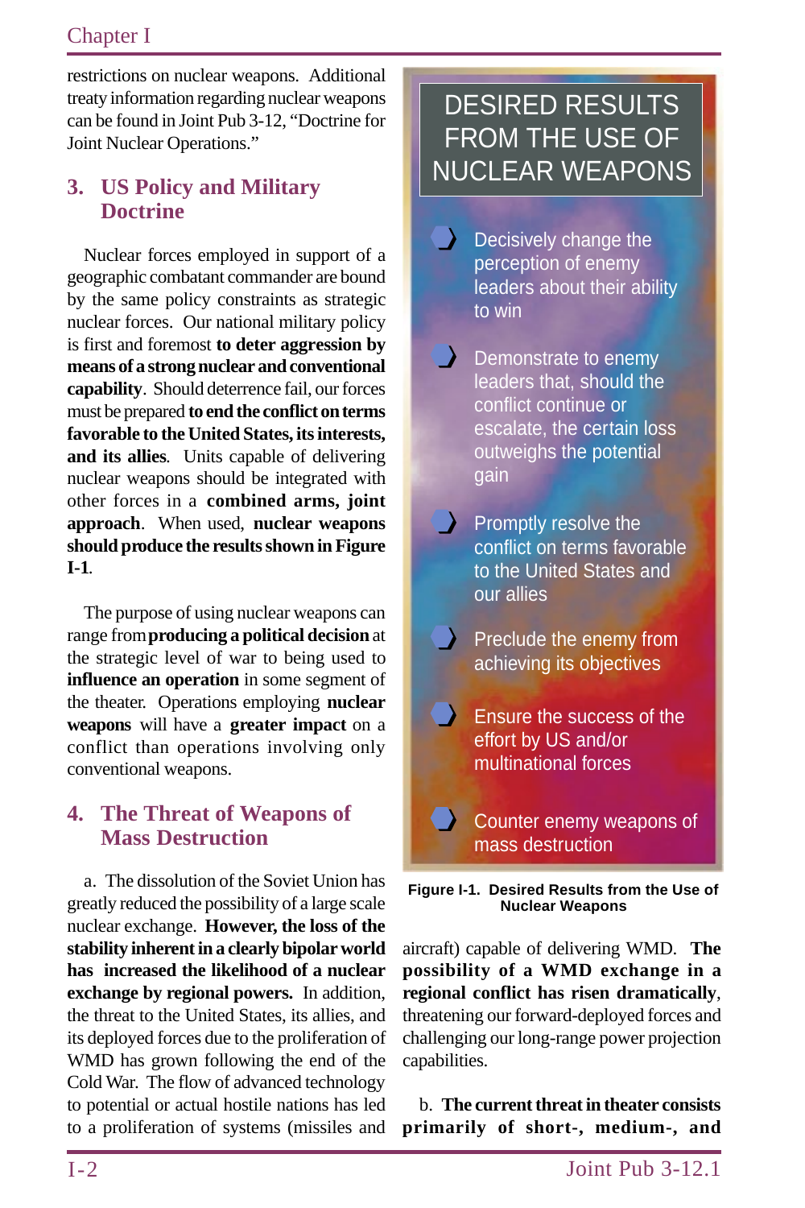restrictions on nuclear weapons. Additional treaty information regarding nuclear weapons can be found in Joint Pub 3-12, "Doctrine for Joint Nuclear Operations."

## 3. US Policy and Military Doctrine

Nuclear forces employed in support of a geographic combatant commander are bound by the same policy constraints as strategic nuclear forces. Our national military policy is first and foremost **to deter aggression by means of a strong nuclear and conventional capability**. Should deterrence fail, our forces must be prepared **to end the conflict on terms favorable to the United States, its interests, and its allies**. Units capable of delivering nuclear weapons should be integrated with other forces in a **combined arms, joint approach**. When used, **nuclear weapons should produce the results shown in Figure I-1**.

The purpose of using nuclear weapons can range from **producing a political decision** at the strategic level of war to being used to **influence an operation** in some segment of the theater. Operations employing **nuclear weapons** will have a **greater impact** on a conflict than operations involving only conventional weapons.

**DESIRED RESULTS FROM THE USE OF NUCLEAR WEAPONS**

- Decisively change the perception of enemy leaders about their ability to win
- Demonstrate to enemy leaders that, should the conflict continue or escalate, the certain loss outweighs the potential gain
- Promptly resolve the conflict on terms favorable to the United States and our allies
- Preclude the enemy from achieving its objectives
- Ensure the success of the effort by US and/or multinational forces
- Counter enemy weapons of mass destruction

**Figure I-1. Desired Results from the Use of Nuclear Weapons**

## 4. The Threat of Weapons of Mass Destruction

a. The dissolution of the Soviet Union has greatly reduced the possibility of a large scale nuclear exchange. **However, the loss of the stability inherent in a clearly bipolar world has increased the likelihood of a nuclear exchange by regional powers.** In addition, the threat to the United States, its allies, and its deployed forces due to the proliferation of WMD has grown following the end of the Cold War. The flow of advanced technology to potential or actual hostile nations has led to a proliferation of systems (missiles and aircraft) capable of delivering WMD. **The possibility of a WMD exchange in a regional conflict has risen dramatically**, threatening our forward-deployed forces and challenging our long-range power projection capabilities.

b. **The current threat in theater consists primarily of short-, medium-, and**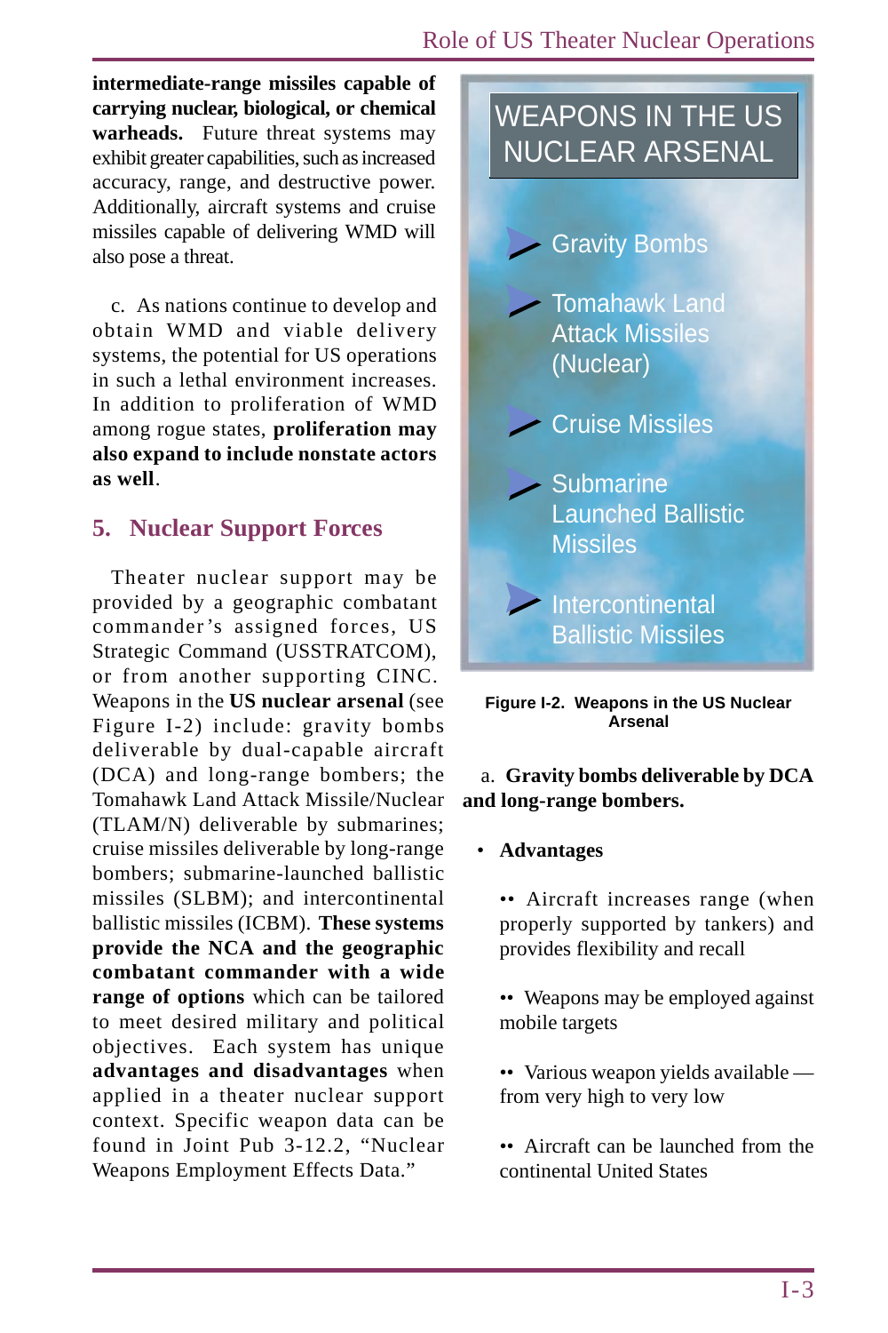**intermediate-range missiles capable of carrying nuclear, biological, or chemical warheads.** Future threat systems may exhibit greater capabilities, such as increased accuracy, range, and destructive power. Additionally, aircraft systems and cruise missiles capable of delivering WMD will also pose a threat.

c. As nations continue to develop and obtain WMD and viable delivery systems, the potential for US operations in such a lethal environment increases. In addition to proliferation of WMD among rogue states, **proliferation may also expand to include nonstate actors as well**.

## 5. Nuclear Support Forces

Theater nuclear support may be provided by a geographic combatant commander's assigned forces, US Strategic Command (USSTRATCOM), or from another supporting CINC. Weapons in the **US nuclear arsenal** (see Figure I-2) include: gravity bombs deliverable by dual-capable aircraft (DCA) and long-range bombers; the Tomahawk Land Attack Missile/Nuclear (TLAM/N) deliverable by submarines; cruise missiles deliverable by long-range bombers; submarine-launched ballistic missiles (SLBM); and intercontinental ballistic missiles (ICBM). **These systems provide the NCA and the geographic combatant commander with a wide range of options** which can be tailored to meet desired military and political objectives. Each system has unique **advantages and disadvantages** when applied in a theater nuclear support context. Specific weapon data can be found in Joint Pub 3-12.2, "Nuclear Weapons Employment Effects Data."

**WEAPONS IN THE US NUCLEAR ARSENAL**

- Gravity Bombs
- Tomahawk Land Attack Missiles (Nuclear)
- Cruise Missiles
- Submarine Launched Ballistic Missiles
- Intercontinental Ballistic Missiles

**Figure I-2. Weapons in the US Nuclear Arsenal**

a. **Gravity bombs deliverable by DCA and long-range bombers.**

- **Advantages**

  - •• Aircraft increases range (when properly supported by tankers) and provides flexibility and recall

  - •• Weapons may be employed against mobile targets

  - •• Various weapon yields available — from very high to very low

  - •• Aircraft can be launched from the continental United States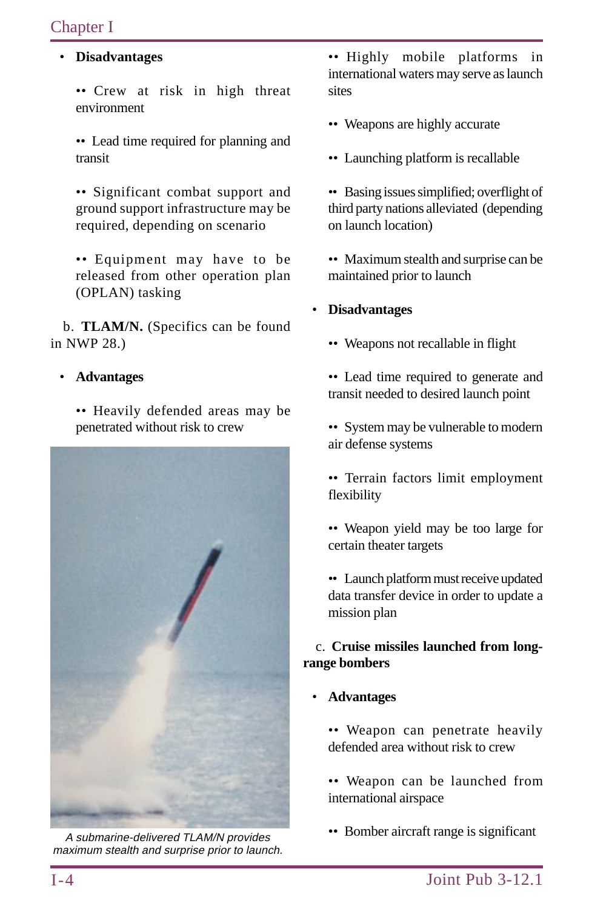- **Disadvantages**

  - Crew at risk in high threat environment

  - Lead time required for planning and transit

  - Significant combat support and ground support infrastructure may be required, depending on scenario

  - Equipment may have to be released from other operation plan (OPLAN) tasking

b. **TLAM/N.** (Specifics can be found in NWP 28.)

- **Advantages**

  - Heavily defended areas may be penetrated without risk to crew

*A submarine-delivered TLAM/N provides maximum stealth and surprise prior to launch.*

  - Highly mobile platforms in international waters may serve as launch sites

  - Weapons are highly accurate

  - Launching platform is recallable

  - Basing issues simplified; overflight of third party nations alleviated (depending on launch location)

  - Maximum stealth and surprise can be maintained prior to launch

- **Disadvantages**

  - Weapons not recallable in flight

  - Lead time required to generate and transit needed to desired launch point

  - System may be vulnerable to modern air defense systems

  - Terrain factors limit employment flexibility

  - Weapon yield may be too large for certain theater targets

  - Launch platform must receive updated data transfer device in order to update a mission plan

c. **Cruise missiles launched from long-range bombers**

- **Advantages**

  - Weapon can penetrate heavily defended area without risk to crew

  - Weapon can be launched from international airspace

  - Bomber aircraft range is significant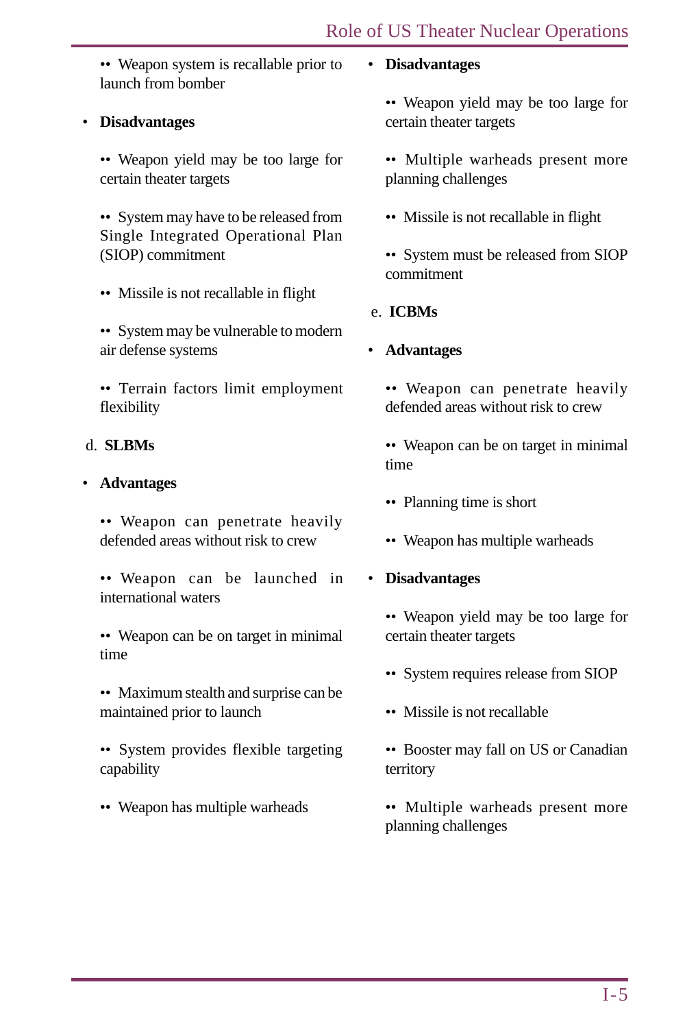•• Weapon system is recallable prior to launch from bomber

- **Disadvantages**

    •• Weapon yield may be too large for certain theater targets

    •• System may have to be released from Single Integrated Operational Plan (SIOP) commitment

    •• Missile is not recallable in flight

    •• System may be vulnerable to modern air defense systems

    •• Terrain factors limit employment flexibility

d. **SLBMs**

- **Advantages**

    •• Weapon can penetrate heavily defended areas without risk to crew

    •• Weapon can be launched in international waters

    •• Weapon can be on target in minimal time

    •• Maximum stealth and surprise can be maintained prior to launch

    •• System provides flexible targeting capability

    •• Weapon has multiple warheads

- **Disadvantages**

    •• Weapon yield may be too large for certain theater targets

    •• Multiple warheads present more planning challenges

    •• Missile is not recallable in flight

    •• System must be released from SIOP commitment

e. **ICBMs**

- **Advantages**

    •• Weapon can penetrate heavily defended areas without risk to crew

    •• Weapon can be on target in minimal time

    •• Planning time is short

    •• Weapon has multiple warheads

- **Disadvantages**

    •• Weapon yield may be too large for certain theater targets

    •• System requires release from SIOP

    •• Missile is not recallable

    •• Booster may fall on US or Canadian territory

    •• Multiple warheads present more planning challenges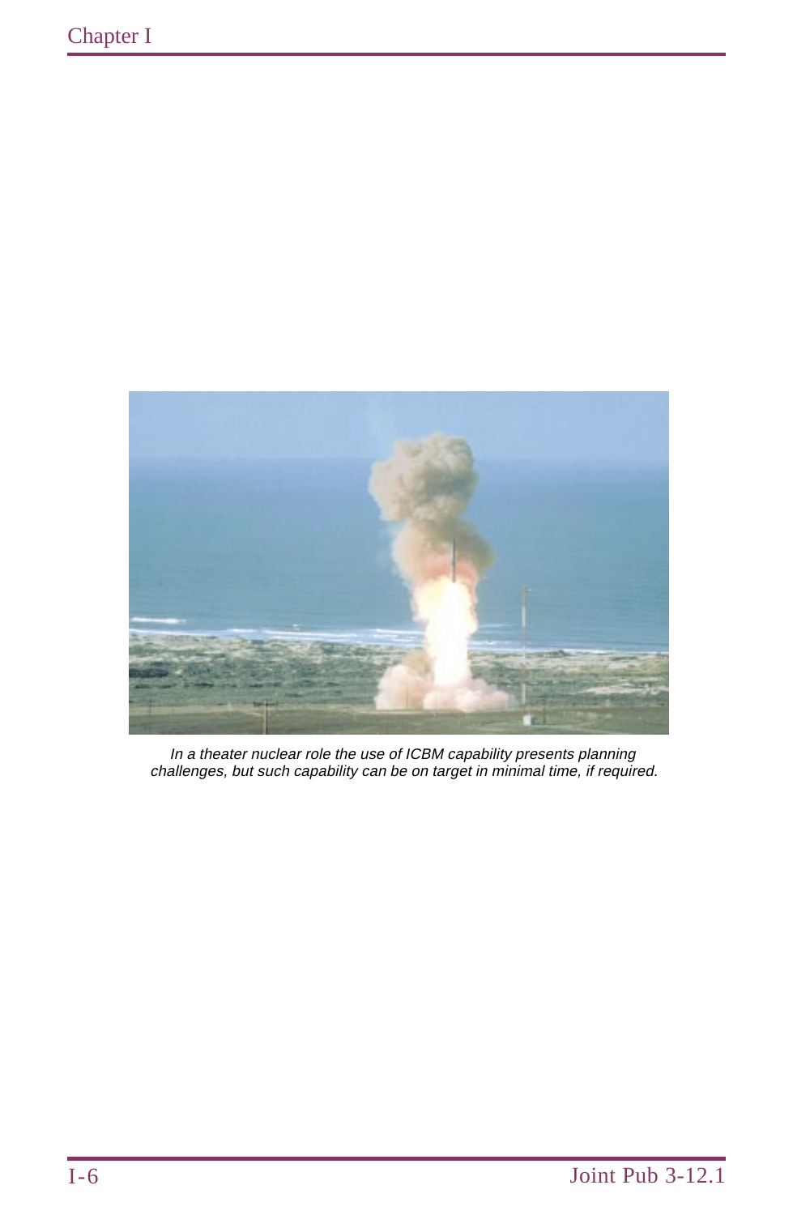*In a theater nuclear role the use of ICBM capability presents planning challenges, but such capability can be on target in minimal time, if required.*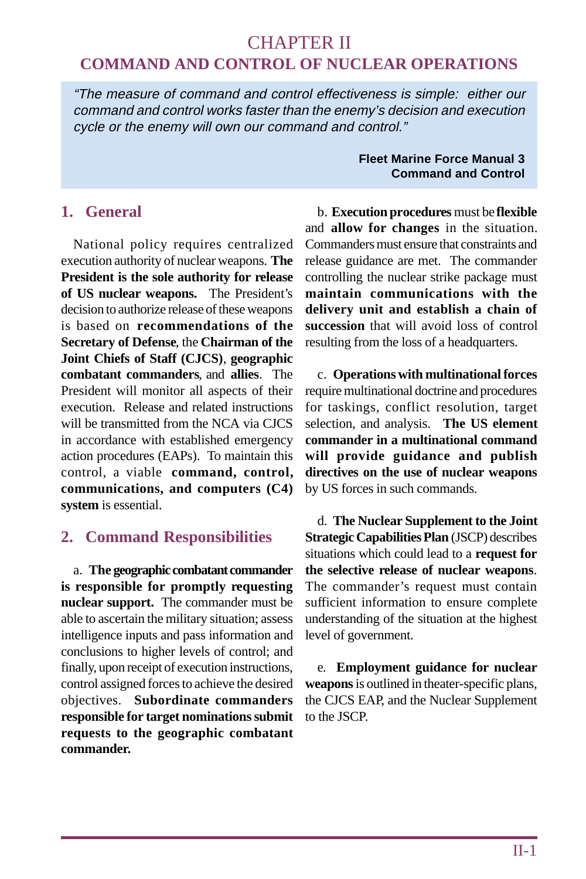# CHAPTER II
## COMMAND AND CONTROL OF NUCLEAR OPERATIONS

> *"The measure of command and control effectiveness is simple: either our command and control works faster than the enemy's decision and execution cycle or the enemy will own our command and control."*
>
> **Fleet Marine Force Manual 3**
> **Command and Control**

### 1. General

National policy requires centralized execution authority of nuclear weapons. **The President is the sole authority for release of US nuclear weapons.** The President's decision to authorize release of these weapons is based on **recommendations of the Secretary of Defense**, the **Chairman of the Joint Chiefs of Staff (CJCS)**, **geographic combatant commanders**, and **allies**. The President will monitor all aspects of their execution. Release and related instructions will be transmitted from the NCA via CJCS in accordance with established emergency action procedures (EAPs). To maintain this control, a viable **command, control, communications, and computers (C4) system** is essential.

### 2. Command Responsibilities

a. **The geographic combatant commander is responsible for promptly requesting nuclear support.** The commander must be able to ascertain the military situation; assess intelligence inputs and pass information and conclusions to higher levels of control; and finally, upon receipt of execution instructions, control assigned forces to achieve the desired objectives. **Subordinate commanders responsible for target nominations submit requests to the geographic combatant commander.**

b. **Execution procedures** must be **flexible** and **allow for changes** in the situation. Commanders must ensure that constraints and release guidance are met. The commander controlling the nuclear strike package must **maintain communications with the delivery unit and establish a chain of succession** that will avoid loss of control resulting from the loss of a headquarters.

c. **Operations with multinational forces** require multinational doctrine and procedures for taskings, conflict resolution, target selection, and analysis. **The US element commander in a multinational command will provide guidance and publish directives on the use of nuclear weapons** by US forces in such commands.

d. **The Nuclear Supplement to the Joint Strategic Capabilities Plan** (JSCP) describes situations which could lead to a **request for the selective release of nuclear weapons**. The commander's request must contain sufficient information to ensure complete understanding of the situation at the highest level of government.

e. **Employment guidance for nuclear weapons** is outlined in theater-specific plans, the CJCS EAP, and the Nuclear Supplement to the JSCP.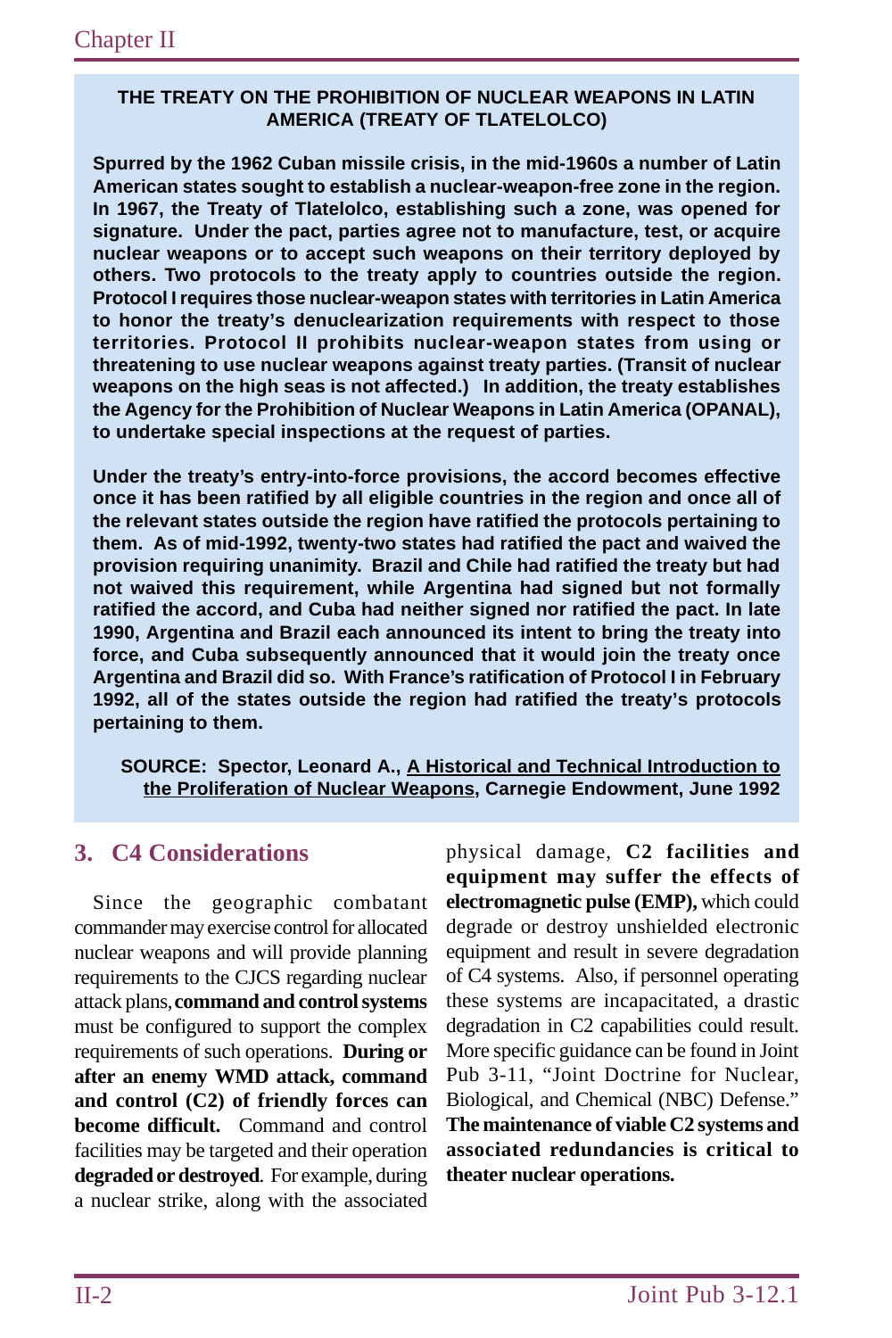**THE TREATY ON THE PROHIBITION OF NUCLEAR WEAPONS IN LATIN AMERICA (TREATY OF TLATELOLCO)**

**Spurred by the 1962 Cuban missile crisis, in the mid-1960s a number of Latin American states sought to establish a nuclear-weapon-free zone in the region. In 1967, the Treaty of Tlatelolco, establishing such a zone, was opened for signature. Under the pact, parties agree not to manufacture, test, or acquire nuclear weapons or to accept such weapons on their territory deployed by others. Two protocols to the treaty apply to countries outside the region. Protocol I requires those nuclear-weapon states with territories in Latin America to honor the treaty's denuclearization requirements with respect to those territories. Protocol II prohibits nuclear-weapon states from using or threatening to use nuclear weapons against treaty parties. (Transit of nuclear weapons on the high seas is not affected.) In addition, the treaty establishes the Agency for the Prohibition of Nuclear Weapons in Latin America (OPANAL), to undertake special inspections at the request of parties.**

**Under the treaty's entry-into-force provisions, the accord becomes effective once it has been ratified by all eligible countries in the region and once all of the relevant states outside the region have ratified the protocols pertaining to them. As of mid-1992, twenty-two states had ratified the pact and waived the provision requiring unanimity. Brazil and Chile had ratified the treaty but had not waived this requirement, while Argentina had signed but not formally ratified the accord, and Cuba had neither signed nor ratified the pact. In late 1990, Argentina and Brazil each announced its intent to bring the treaty into force, and Cuba subsequently announced that it would join the treaty once Argentina and Brazil did so. With France's ratification of Protocol I in February 1992, all of the states outside the region had ratified the treaty's protocols pertaining to them.**

**SOURCE: Spector, Leonard A., A Historical and Technical Introduction to the Proliferation of Nuclear Weapons, Carnegie Endowment, June 1992**

## 3. C4 Considerations

Since the geographic combatant commander may exercise control for allocated nuclear weapons and will provide planning requirements to the CJCS regarding nuclear attack plans, **command and control systems** must be configured to support the complex requirements of such operations. **During or after an enemy WMD attack, command and control (C2) of friendly forces can become difficult.** Command and control facilities may be targeted and their operation **degraded or destroyed**. For example, during a nuclear strike, along with the associated physical damage, **C2 facilities and equipment may suffer the effects of electromagnetic pulse (EMP),** which could degrade or destroy unshielded electronic equipment and result in severe degradation of C4 systems. Also, if personnel operating these systems are incapacitated, a drastic degradation in C2 capabilities could result. More specific guidance can be found in Joint Pub 3-11, "Joint Doctrine for Nuclear, Biological, and Chemical (NBC) Defense." **The maintenance of viable C2 systems and associated redundancies is critical to theater nuclear operations.**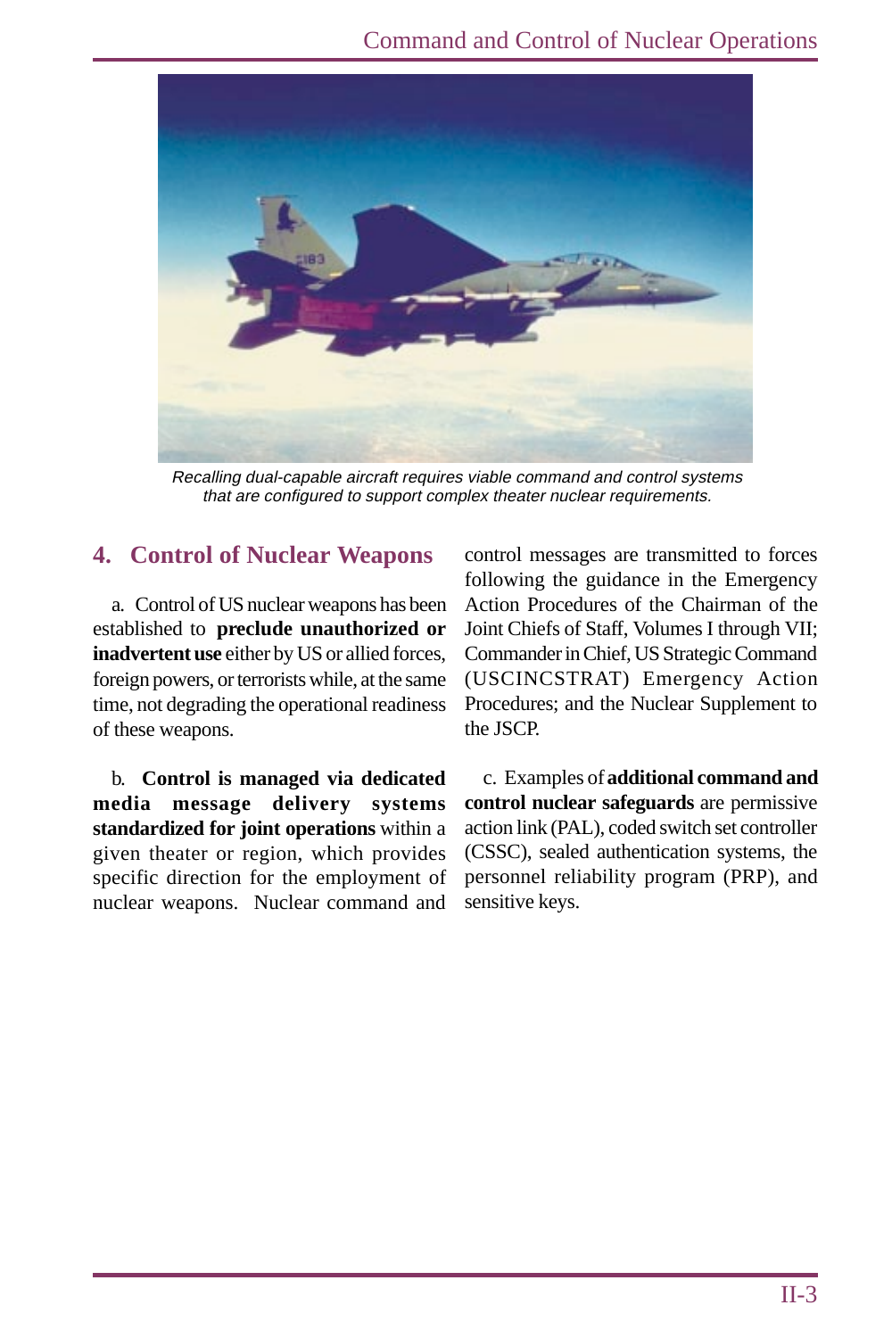*Recalling dual-capable aircraft requires viable command and control systems that are configured to support complex theater nuclear requirements.*

## 4. Control of Nuclear Weapons

a. Control of US nuclear weapons has been established to **preclude unauthorized or inadvertent use** either by US or allied forces, foreign powers, or terrorists while, at the same time, not degrading the operational readiness of these weapons.

b. **Control is managed via dedicated media message delivery systems standardized for joint operations** within a given theater or region, which provides specific direction for the employment of nuclear weapons. Nuclear command and control messages are transmitted to forces following the guidance in the Emergency Action Procedures of the Chairman of the Joint Chiefs of Staff, Volumes I through VII; Commander in Chief, US Strategic Command (USCINCSTRAT) Emergency Action Procedures; and the Nuclear Supplement to the JSCP.

c. Examples of **additional command and control nuclear safeguards** are permissive action link (PAL), coded switch set controller (CSSC), sealed authentication systems, the personnel reliability program (PRP), and sensitive keys.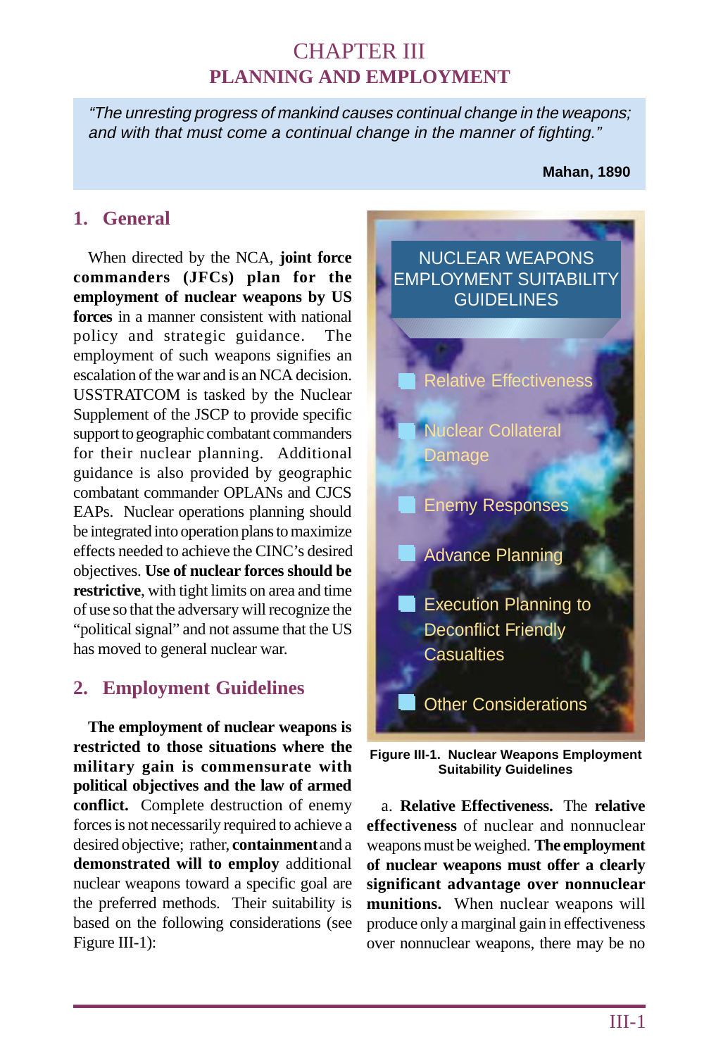# CHAPTER III
## PLANNING AND EMPLOYMENT

> *"The unresting progress of mankind causes continual change in the weapons; and with that must come a continual change in the manner of fighting."*
>
> **Mahan, 1890**

## 1. General

When directed by the NCA, **joint force commanders (JFCs) plan for the employment of nuclear weapons by US forces** in a manner consistent with national policy and strategic guidance. The employment of such weapons signifies an escalation of the war and is an NCA decision. USSTRATCOM is tasked by the Nuclear Supplement of the JSCP to provide specific support to geographic combatant commanders for their nuclear planning. Additional guidance is also provided by geographic combatant commander OPLANs and CJCS EAPs. Nuclear operations planning should be integrated into operation plans to maximize effects needed to achieve the CINC's desired objectives. **Use of nuclear forces should be restrictive**, with tight limits on area and time of use so that the adversary will recognize the "political signal" and not assume that the US has moved to general nuclear war.

## 2. Employment Guidelines

**The employment of nuclear weapons is restricted to those situations where the military gain is commensurate with political objectives and the law of armed conflict.** Complete destruction of enemy forces is not necessarily required to achieve a desired objective; rather, **containment** and a **demonstrated will to employ** additional nuclear weapons toward a specific goal are the preferred methods. Their suitability is based on the following considerations (see Figure III-1):

**NUCLEAR WEAPONS EMPLOYMENT SUITABILITY GUIDELINES**

- Relative Effectiveness
- Nuclear Collateral Damage
- Enemy Responses
- Advance Planning
- Execution Planning to Deconflict Friendly Casualties
- Other Considerations

**Figure III-1. Nuclear Weapons Employment Suitability Guidelines**

a. **Relative Effectiveness.** The **relative effectiveness** of nuclear and nonnuclear weapons must be weighed. **The employment of nuclear weapons must offer a clearly significant advantage over nonnuclear munitions.** When nuclear weapons will produce only a marginal gain in effectiveness over nonnuclear weapons, there may be no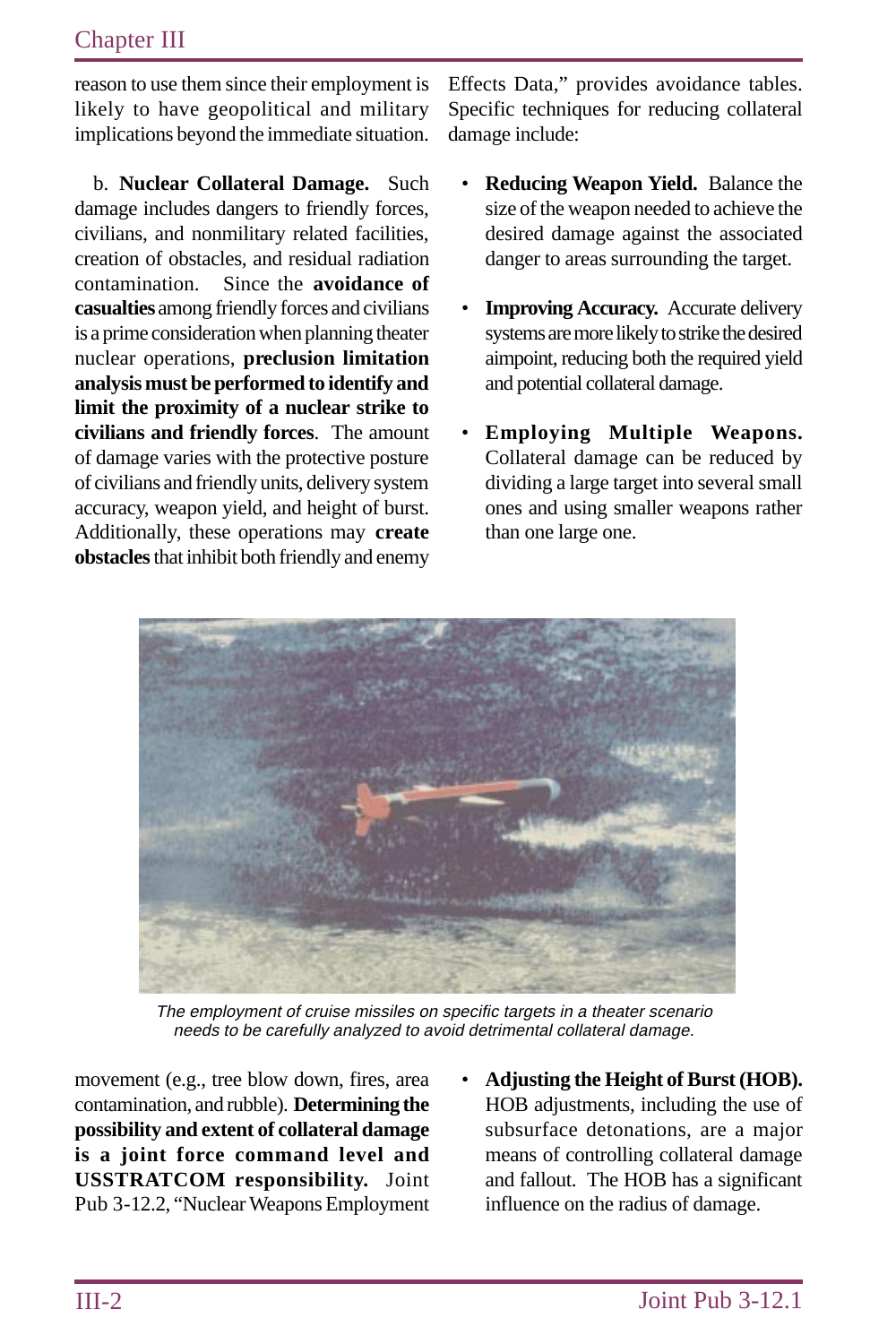reason to use them since their employment is likely to have geopolitical and military implications beyond the immediate situation.

b. **Nuclear Collateral Damage.** Such damage includes dangers to friendly forces, civilians, and nonmilitary related facilities, creation of obstacles, and residual radiation contamination. Since the **avoidance of casualties** among friendly forces and civilians is a prime consideration when planning theater nuclear operations, **preclusion limitation analysis must be performed to identify and limit the proximity of a nuclear strike to civilians and friendly forces**. The amount of damage varies with the protective posture of civilians and friendly units, delivery system accuracy, weapon yield, and height of burst. Additionally, these operations may **create obstacles** that inhibit both friendly and enemy movement (e.g., tree blow down, fires, area contamination, and rubble). **Determining the possibility and extent of collateral damage is a joint force command level and USSTRATCOM responsibility.** Joint Pub 3-12.2, "Nuclear Weapons Employment Effects Data," provides avoidance tables. Specific techniques for reducing collateral damage include:

- **Reducing Weapon Yield.** Balance the size of the weapon needed to achieve the desired damage against the associated danger to areas surrounding the target.

- **Improving Accuracy.** Accurate delivery systems are more likely to strike the desired aimpoint, reducing both the required yield and potential collateral damage.

- **Employing Multiple Weapons.** Collateral damage can be reduced by dividing a large target into several small ones and using smaller weapons rather than one large one.

- **Adjusting the Height of Burst (HOB).** HOB adjustments, including the use of subsurface detonations, are a major means of controlling collateral damage and fallout. The HOB has a significant influence on the radius of damage.

*The employment of cruise missiles on specific targets in a theater scenario needs to be carefully analyzed to avoid detrimental collateral damage.*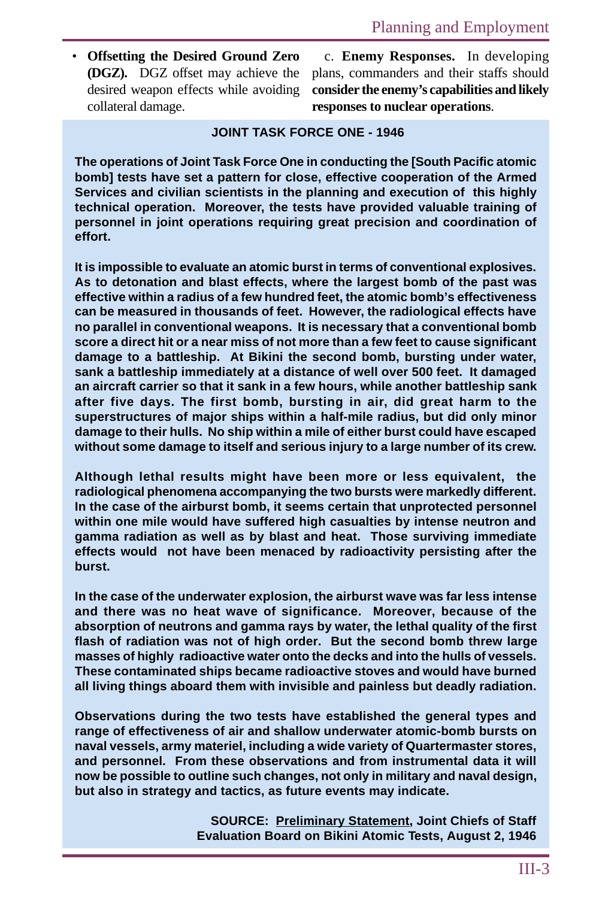- **Offsetting the Desired Ground Zero (DGZ).** DGZ offset may achieve the desired weapon effects while avoiding collateral damage.

c. **Enemy Responses.** In developing plans, commanders and their staffs should **consider the enemy's capabilities and likely responses to nuclear operations**.

**JOINT TASK FORCE ONE - 1946**

**The operations of Joint Task Force One in conducting the [South Pacific atomic bomb] tests have set a pattern for close, effective cooperation of the Armed Services and civilian scientists in the planning and execution of this highly technical operation. Moreover, the tests have provided valuable training of personnel in joint operations requiring great precision and coordination of effort.**

**It is impossible to evaluate an atomic burst in terms of conventional explosives. As to detonation and blast effects, where the largest bomb of the past was effective within a radius of a few hundred feet, the atomic bomb's effectiveness can be measured in thousands of feet. However, the radiological effects have no parallel in conventional weapons. It is necessary that a conventional bomb score a direct hit or a near miss of not more than a few feet to cause significant damage to a battleship. At Bikini the second bomb, bursting under water, sank a battleship immediately at a distance of well over 500 feet. It damaged an aircraft carrier so that it sank in a few hours, while another battleship sank after five days. The first bomb, bursting in air, did great harm to the superstructures of major ships within a half-mile radius, but did only minor damage to their hulls. No ship within a mile of either burst could have escaped without some damage to itself and serious injury to a large number of its crew.**

**Although lethal results might have been more or less equivalent, the radiological phenomena accompanying the two bursts were markedly different. In the case of the airburst bomb, it seems certain that unprotected personnel within one mile would have suffered high casualties by intense neutron and gamma radiation as well as by blast and heat. Those surviving immediate effects would not have been menaced by radioactivity persisting after the burst.**

**In the case of the underwater explosion, the airburst wave was far less intense and there was no heat wave of significance. Moreover, because of the absorption of neutrons and gamma rays by water, the lethal quality of the first flash of radiation was not of high order. But the second bomb threw large masses of highly radioactive water onto the decks and into the hulls of vessels. These contaminated ships became radioactive stoves and would have burned all living things aboard them with invisible and painless but deadly radiation.**

**Observations during the two tests have established the general types and range of effectiveness of air and shallow underwater atomic-bomb bursts on naval vessels, army materiel, including a wide variety of Quartermaster stores, and personnel. From these observations and from instrumental data it will now be possible to outline such changes, not only in military and naval design, but also in strategy and tactics, as future events may indicate.**

**SOURCE: Preliminary Statement, Joint Chiefs of Staff Evaluation Board on Bikini Atomic Tests, August 2, 1946**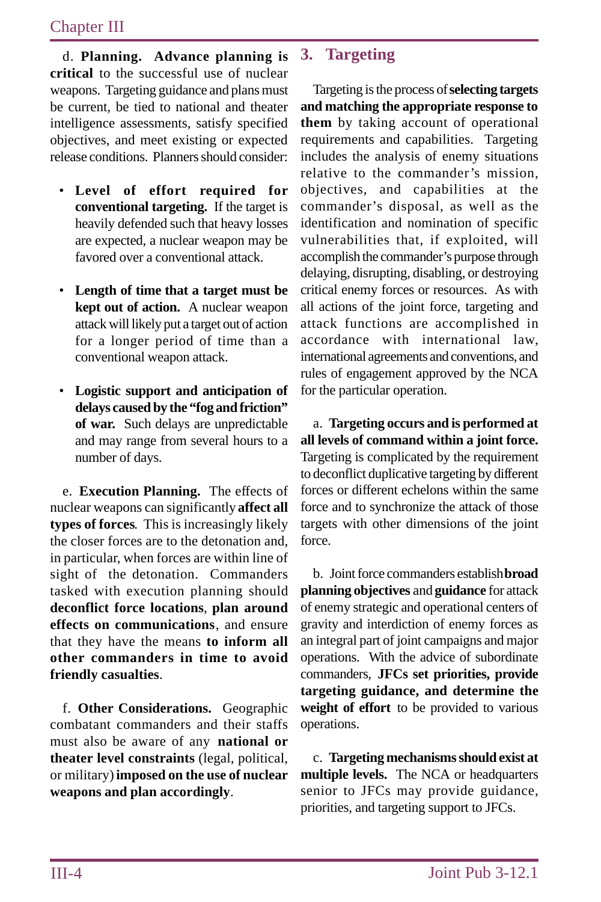d. **Planning. Advance planning is critical** to the successful use of nuclear weapons. Targeting guidance and plans must be current, be tied to national and theater intelligence assessments, satisfy specified objectives, and meet existing or expected release conditions. Planners should consider:

- **Level of effort required for conventional targeting.** If the target is heavily defended such that heavy losses are expected, a nuclear weapon may be favored over a conventional attack.

- **Length of time that a target must be kept out of action.** A nuclear weapon attack will likely put a target out of action for a longer period of time than a conventional weapon attack.

- **Logistic support and anticipation of delays caused by the "fog and friction" of war.** Such delays are unpredictable and may range from several hours to a number of days.

e. **Execution Planning.** The effects of nuclear weapons can significantly **affect all types of forces**. This is increasingly likely the closer forces are to the detonation and, in particular, when forces are within line of sight of the detonation. Commanders tasked with execution planning should **deconflict force locations**, **plan around effects on communications**, and ensure that they have the means **to inform all other commanders in time to avoid friendly casualties**.

f. **Other Considerations.** Geographic combatant commanders and their staffs must also be aware of any **national or theater level constraints** (legal, political, or military) **imposed on the use of nuclear weapons and plan accordingly**.

## 3. Targeting

Targeting is the process of **selecting targets and matching the appropriate response to them** by taking account of operational requirements and capabilities. Targeting includes the analysis of enemy situations relative to the commander's mission, objectives, and capabilities at the commander's disposal, as well as the identification and nomination of specific vulnerabilities that, if exploited, will accomplish the commander's purpose through delaying, disrupting, disabling, or destroying critical enemy forces or resources. As with all actions of the joint force, targeting and attack functions are accomplished in accordance with international law, international agreements and conventions, and rules of engagement approved by the NCA for the particular operation.

a. **Targeting occurs and is performed at all levels of command within a joint force.** Targeting is complicated by the requirement to deconflict duplicative targeting by different forces or different echelons within the same force and to synchronize the attack of those targets with other dimensions of the joint force.

b. Joint force commanders establish **broad planning objectives** and **guidance** for attack of enemy strategic and operational centers of gravity and interdiction of enemy forces as an integral part of joint campaigns and major operations. With the advice of subordinate commanders, **JFCs set priorities, provide targeting guidance, and determine the weight of effort** to be provided to various operations.

c. **Targeting mechanisms should exist at multiple levels.** The NCA or headquarters senior to JFCs may provide guidance, priorities, and targeting support to JFCs.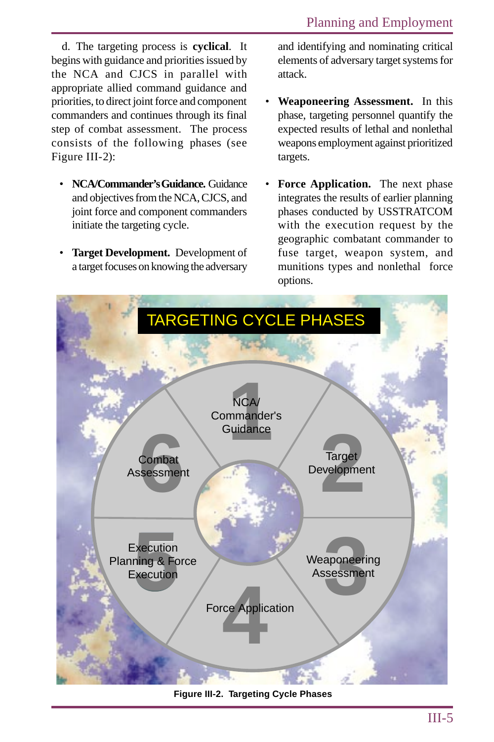d. The targeting process is **cyclical**. It begins with guidance and priorities issued by the NCA and CJCS in parallel with appropriate allied command guidance and priorities, to direct joint force and component commanders and continues through its final step of combat assessment. The process consists of the following phases (see Figure III-2):

- **NCA/Commander's Guidance.** Guidance and objectives from the NCA, CJCS, and joint force and component commanders initiate the targeting cycle.

- **Target Development.** Development of a target focuses on knowing the adversary and identifying and nominating critical elements of adversary target systems for attack.

- **Weaponeering Assessment.** In this phase, targeting personnel quantify the expected results of lethal and nonlethal weapons employment against prioritized targets.

- **Force Application.** The next phase integrates the results of earlier planning phases conducted by USSTRATCOM with the execution request by the geographic combatant commander to fuse target, weapon system, and munitions types and nonlethal force options.

TARGETING CYCLE PHASES

1. NCA/ Commander's Guidance
2. Target Development
3. Weaponeering Assessment
4. Force Application
5. Execution Planning & Force Execution
6. Combat Assessment

**Figure III-2. Targeting Cycle Phases**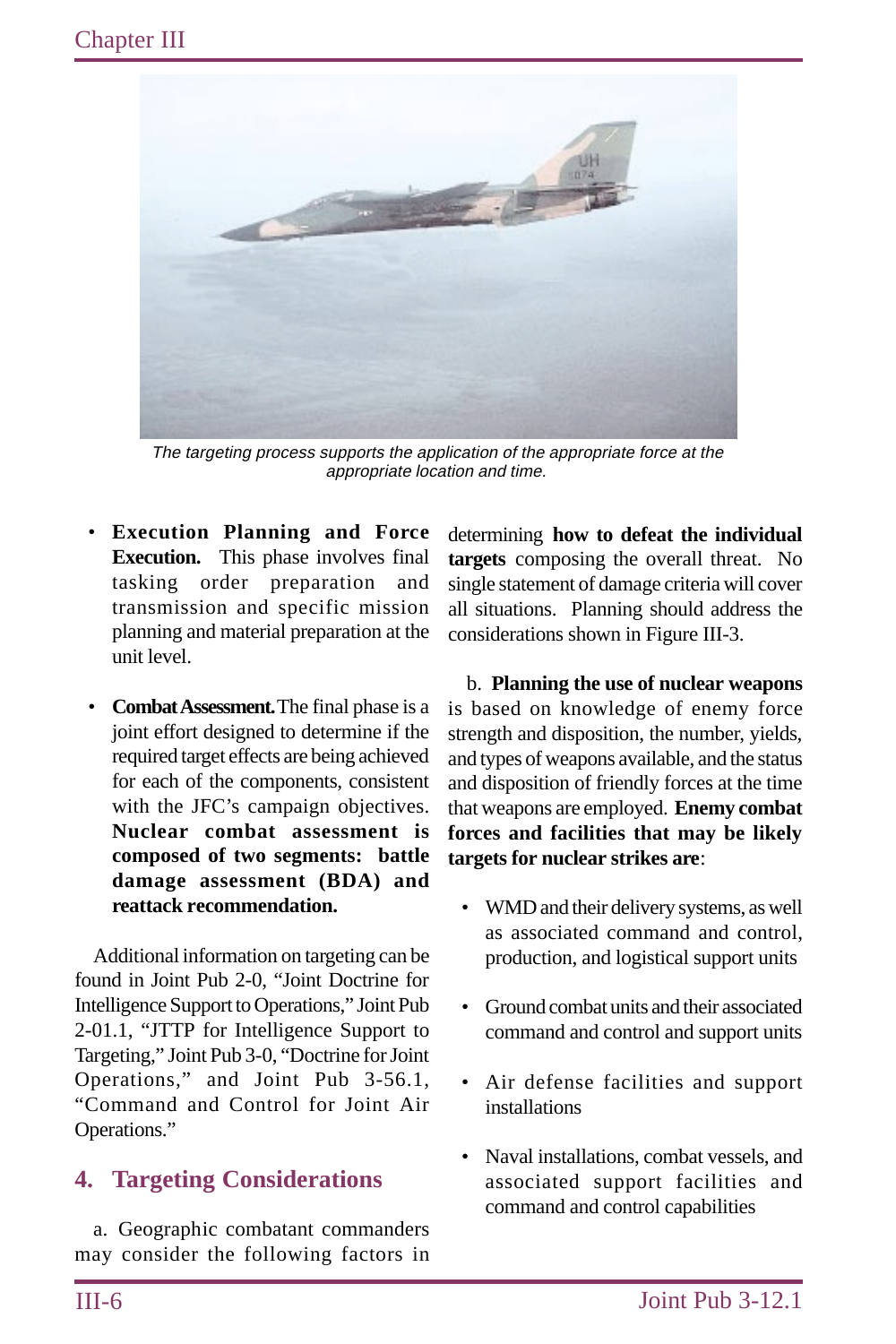*The targeting process supports the application of the appropriate force at the appropriate location and time.*

- **Execution Planning and Force Execution.** This phase involves final tasking order preparation and transmission and specific mission planning and material preparation at the unit level.

- **Combat Assessment.** The final phase is a joint effort designed to determine if the required target effects are being achieved for each of the components, consistent with the JFC's campaign objectives. **Nuclear combat assessment is composed of two segments: battle damage assessment (BDA) and reattack recommendation.**

Additional information on targeting can be found in Joint Pub 2-0, "Joint Doctrine for Intelligence Support to Operations," Joint Pub 2-01.1, "JTTP for Intelligence Support to Targeting," Joint Pub 3-0, "Doctrine for Joint Operations," and Joint Pub 3-56.1, "Command and Control for Joint Air Operations."

## 4. Targeting Considerations

a. Geographic combatant commanders may consider the following factors in determining **how to defeat the individual targets** composing the overall threat. No single statement of damage criteria will cover all situations. Planning should address the considerations shown in Figure III-3.

b. **Planning the use of nuclear weapons** is based on knowledge of enemy force strength and disposition, the number, yields, and types of weapons available, and the status and disposition of friendly forces at the time that weapons are employed. **Enemy combat forces and facilities that may be likely targets for nuclear strikes are**:

- WMD and their delivery systems, as well as associated command and control, production, and logistical support units

- Ground combat units and their associated command and control and support units

- Air defense facilities and support installations

- Naval installations, combat vessels, and associated support facilities and command and control capabilities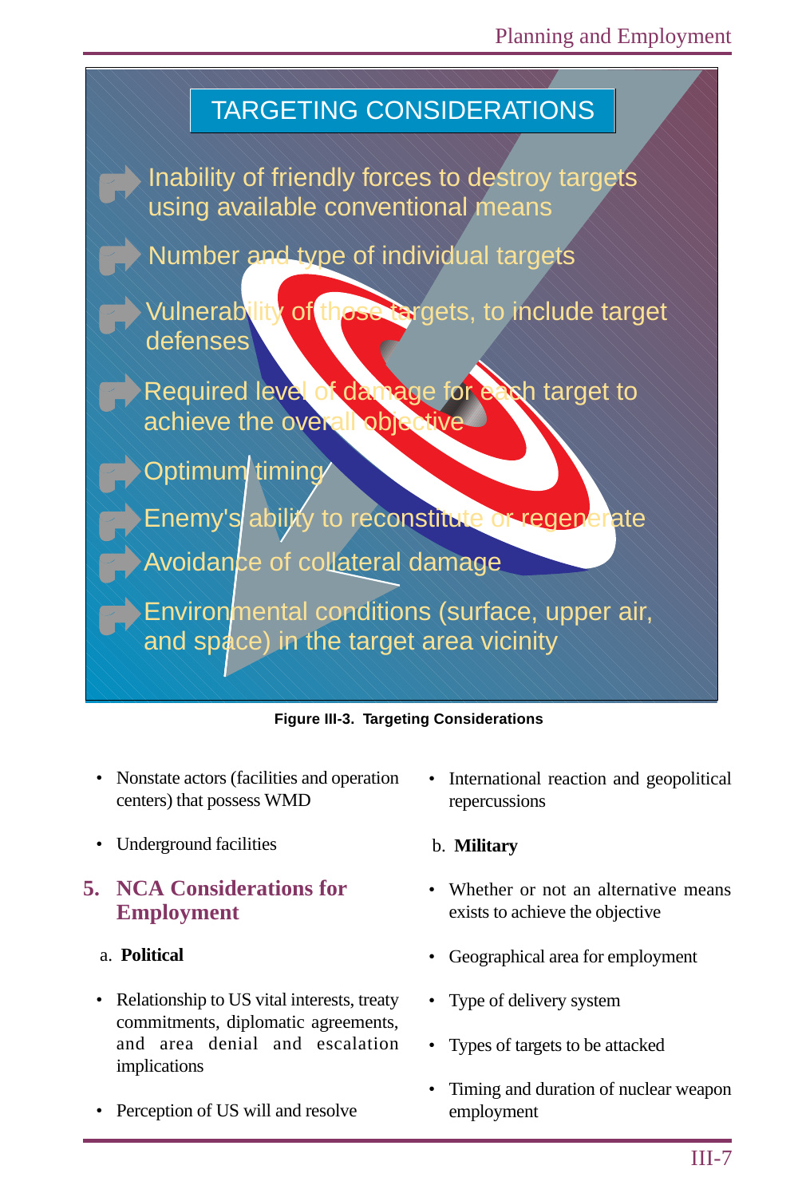TARGETING CONSIDERATIONS

- Inability of friendly forces to destroy targets using available conventional means
- Number and type of individual targets
- Vulnerability of those targets, to include target defenses
- Required level of damage for each target to achieve the overall objective
- Optimum timing
- Enemy's ability to reconstitute or regenerate
- Avoidance of collateral damage
- Environmental conditions (surface, upper air, and space) in the target area vicinity

**Figure III-3. Targeting Considerations**

- Nonstate actors (facilities and operation centers) that possess WMD
- Underground facilities

## 5. NCA Considerations for Employment

a. **Political**

- Relationship to US vital interests, treaty commitments, diplomatic agreements, and area denial and escalation implications
- Perception of US will and resolve
- International reaction and geopolitical repercussions

b. **Military**

- Whether or not an alternative means exists to achieve the objective
- Geographical area for employment
- Type of delivery system
- Types of targets to be attacked
- Timing and duration of nuclear weapon employment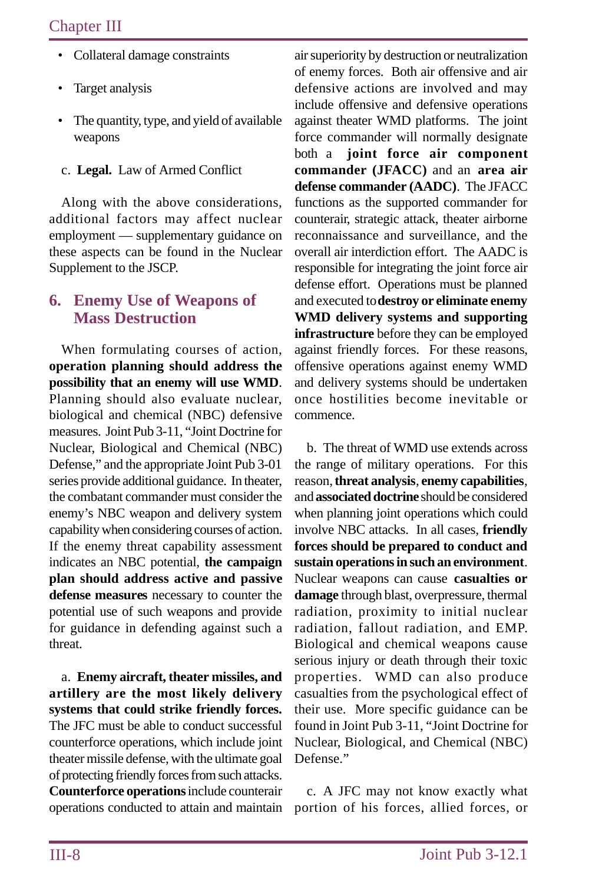- Collateral damage constraints
- Target analysis
- The quantity, type, and yield of available weapons

c. **Legal.** Law of Armed Conflict

Along with the above considerations, additional factors may affect nuclear employment — supplementary guidance on these aspects can be found in the Nuclear Supplement to the JSCP.

## 6. Enemy Use of Weapons of Mass Destruction

When formulating courses of action, **operation planning should address the possibility that an enemy will use WMD**. Planning should also evaluate nuclear, biological and chemical (NBC) defensive measures. Joint Pub 3-11, "Joint Doctrine for Nuclear, Biological and Chemical (NBC) Defense," and the appropriate Joint Pub 3-01 series provide additional guidance. In theater, the combatant commander must consider the enemy's NBC weapon and delivery system capability when considering courses of action. If the enemy threat capability assessment indicates an NBC potential, **the campaign plan should address active and passive defense measures** necessary to counter the potential use of such weapons and provide for guidance in defending against such a threat.

a. **Enemy aircraft, theater missiles, and artillery are the most likely delivery systems that could strike friendly forces.** The JFC must be able to conduct successful counterforce operations, which include joint theater missile defense, with the ultimate goal of protecting friendly forces from such attacks. **Counterforce operations** include counterair operations conducted to attain and maintain air superiority by destruction or neutralization of enemy forces. Both air offensive and air defensive actions are involved and may include offensive and defensive operations against theater WMD platforms. The joint force commander will normally designate both a **joint force air component commander (JFACC)** and an **area air defense commander (AADC)**. The JFACC functions as the supported commander for counterair, strategic attack, theater airborne reconnaissance and surveillance, and the overall air interdiction effort. The AADC is responsible for integrating the joint force air defense effort. Operations must be planned and executed to **destroy or eliminate enemy WMD delivery systems and supporting infrastructure** before they can be employed against friendly forces. For these reasons, offensive operations against enemy WMD and delivery systems should be undertaken once hostilities become inevitable or commence.

b. The threat of WMD use extends across the range of military operations. For this reason, **threat analysis**, **enemy capabilities**, and **associated doctrine** should be considered when planning joint operations which could involve NBC attacks. In all cases, **friendly forces should be prepared to conduct and sustain operations in such an environment**. Nuclear weapons can cause **casualties or damage** through blast, overpressure, thermal radiation, proximity to initial nuclear radiation, fallout radiation, and EMP. Biological and chemical weapons cause serious injury or death through their toxic properties. WMD can also produce casualties from the psychological effect of their use. More specific guidance can be found in Joint Pub 3-11, "Joint Doctrine for Nuclear, Biological, and Chemical (NBC) Defense."

c. A JFC may not know exactly what portion of his forces, allied forces, or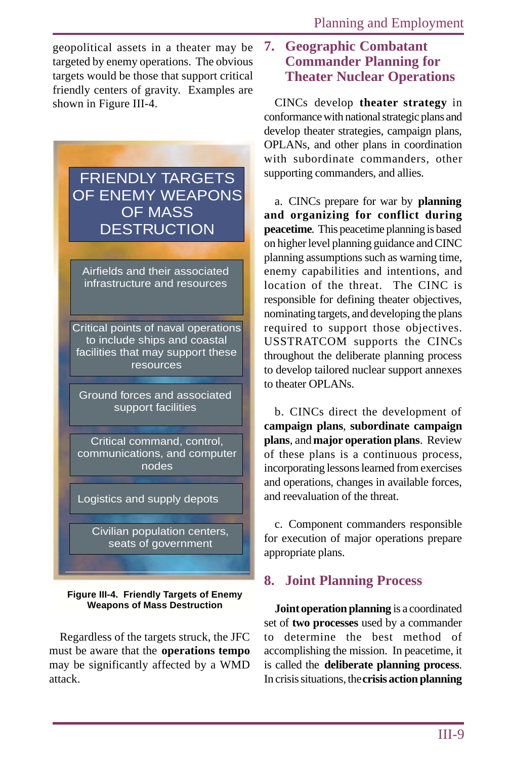geopolitical assets in a theater may be targeted by enemy operations. The obvious targets would be those that support critical friendly centers of gravity. Examples are shown in Figure III-4.

**FRIENDLY TARGETS OF ENEMY WEAPONS OF MASS DESTRUCTION**

- Airfields and their associated infrastructure and resources
- Critical points of naval operations to include ships and coastal facilities that may support these resources
- Ground forces and associated support facilities
- Critical command, control, communications, and computer nodes
- Logistics and supply depots
- Civilian population centers, seats of government

**Figure III-4. Friendly Targets of Enemy Weapons of Mass Destruction**

Regardless of the targets struck, the JFC must be aware that the **operations tempo** may be significantly affected by a WMD attack.

## 7. Geographic Combatant Commander Planning for Theater Nuclear Operations

CINCs develop **theater strategy** in conformance with national strategic plans and develop theater strategies, campaign plans, OPLANs, and other plans in coordination with subordinate commanders, other supporting commanders, and allies.

a. CINCs prepare for war by **planning and organizing for conflict during peacetime**. This peacetime planning is based on higher level planning guidance and CINC planning assumptions such as warning time, enemy capabilities and intentions, and location of the threat. The CINC is responsible for defining theater objectives, nominating targets, and developing the plans required to support those objectives. USSTRATCOM supports the CINCs throughout the deliberate planning process to develop tailored nuclear support annexes to theater OPLANs.

b. CINCs direct the development of **campaign plans**, **subordinate campaign plans**, and **major operation plans**. Review of these plans is a continuous process, incorporating lessons learned from exercises and operations, changes in available forces, and reevaluation of the threat.

c. Component commanders responsible for execution of major operations prepare appropriate plans.

## 8. Joint Planning Process

**Joint operation planning** is a coordinated set of **two processes** used by a commander to determine the best method of accomplishing the mission. In peacetime, it is called the **deliberate planning process**. In crisis situations, the **crisis action planning**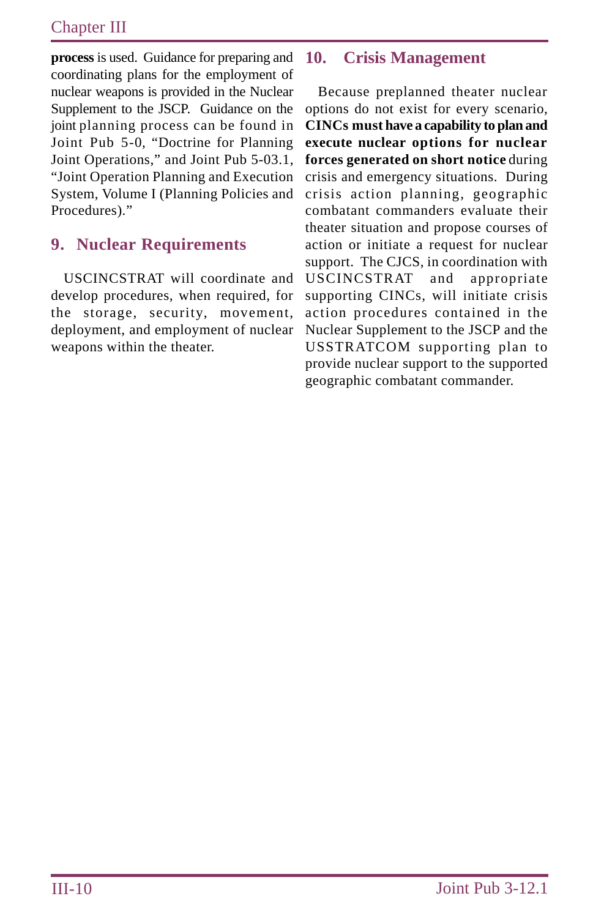**process** is used. Guidance for preparing and coordinating plans for the employment of nuclear weapons is provided in the Nuclear Supplement to the JSCP. Guidance on the joint planning process can be found in Joint Pub 5-0, "Doctrine for Planning Joint Operations," and Joint Pub 5-03.1, "Joint Operation Planning and Execution System, Volume I (Planning Policies and Procedures)."

## 9. Nuclear Requirements

USCINCSTRAT will coordinate and develop procedures, when required, for the storage, security, movement, deployment, and employment of nuclear weapons within the theater.

## 10. Crisis Management

Because preplanned theater nuclear options do not exist for every scenario, **CINCs must have a capability to plan and execute nuclear options for nuclear forces generated on short notice** during crisis and emergency situations. During crisis action planning, geographic combatant commanders evaluate their theater situation and propose courses of action or initiate a request for nuclear support. The CJCS, in coordination with USCINCSTRAT and appropriate supporting CINCs, will initiate crisis action procedures contained in the Nuclear Supplement to the JSCP and the USSTRATCOM supporting plan to provide nuclear support to the supported geographic combatant commander.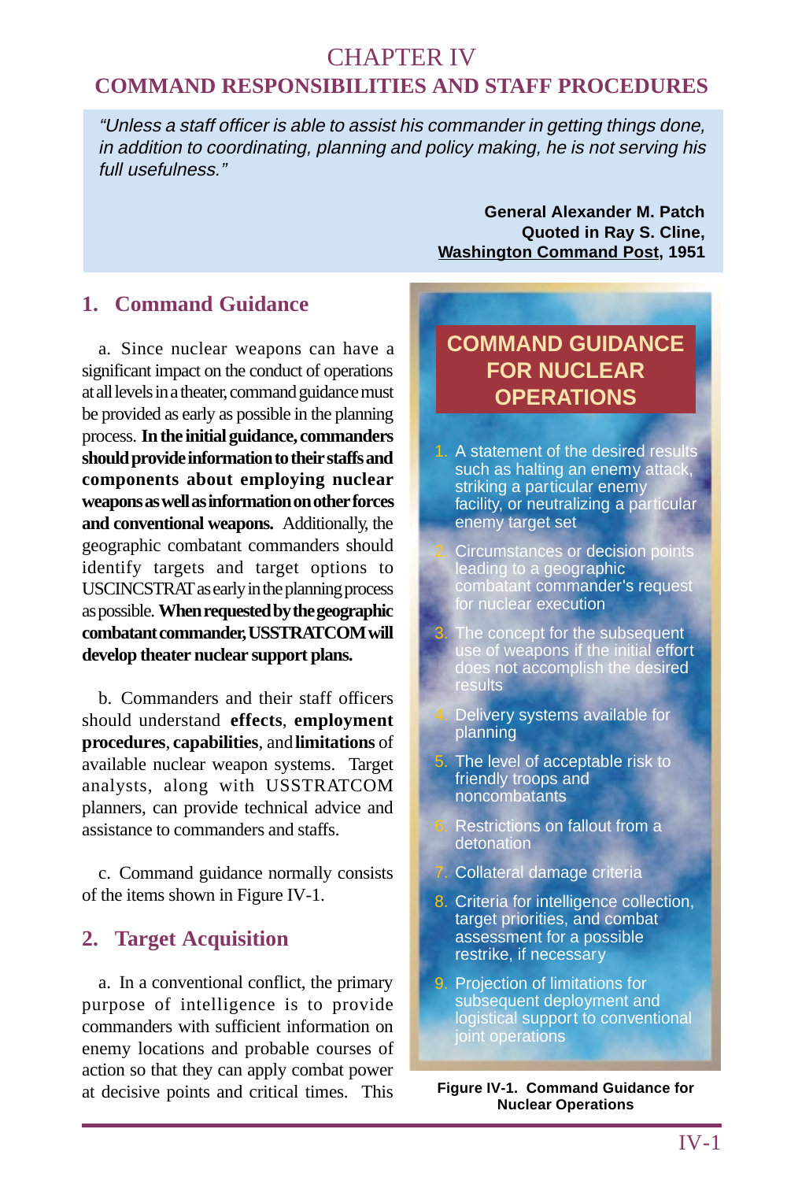# CHAPTER IV
## COMMAND RESPONSIBILITIES AND STAFF PROCEDURES

> *"Unless a staff officer is able to assist his commander in getting things done, in addition to coordinating, planning and policy making, he is not serving his full usefulness."*
>
> **General Alexander M. Patch**
> **Quoted in Ray S. Cline,**
> **Washington Command Post, 1951**

### 1. Command Guidance

a. Since nuclear weapons can have a significant impact on the conduct of operations at all levels in a theater, command guidance must be provided as early as possible in the planning process. **In the initial guidance, commanders should provide information to their staffs and components about employing nuclear weapons as well as information on other forces and conventional weapons.** Additionally, the geographic combatant commanders should identify targets and target options to USCINCSTRAT as early in the planning process as possible. **When requested by the geographic combatant commander, USSTRATCOM will develop theater nuclear support plans.**

b. Commanders and their staff officers should understand **effects**, **employment procedures**, **capabilities**, and **limitations** of available nuclear weapon systems. Target analysts, along with USSTRATCOM planners, can provide technical advice and assistance to commanders and staffs.

c. Command guidance normally consists of the items shown in Figure IV-1.

**COMMAND GUIDANCE FOR NUCLEAR OPERATIONS**

1. A statement of the desired results such as halting an enemy attack, striking a particular enemy facility, or neutralizing a particular enemy target set
2. Circumstances or decision points leading to a geographic combatant commander's request for nuclear execution
3. The concept for the subsequent use of weapons if the initial effort does not accomplish the desired results
4. Delivery systems available for planning
5. The level of acceptable risk to friendly troops and noncombatants
6. Restrictions on fallout from a detonation
7. Collateral damage criteria
8. Criteria for intelligence collection, target priorities, and combat assessment for a possible restrike, if necessary
9. Projection of limitations for subsequent deployment and logistical support to conventional joint operations

**Figure IV-1. Command Guidance for Nuclear Operations**

### 2. Target Acquisition

a. In a conventional conflict, the primary purpose of intelligence is to provide commanders with sufficient information on enemy locations and probable courses of action so that they can apply combat power at decisive points and critical times. This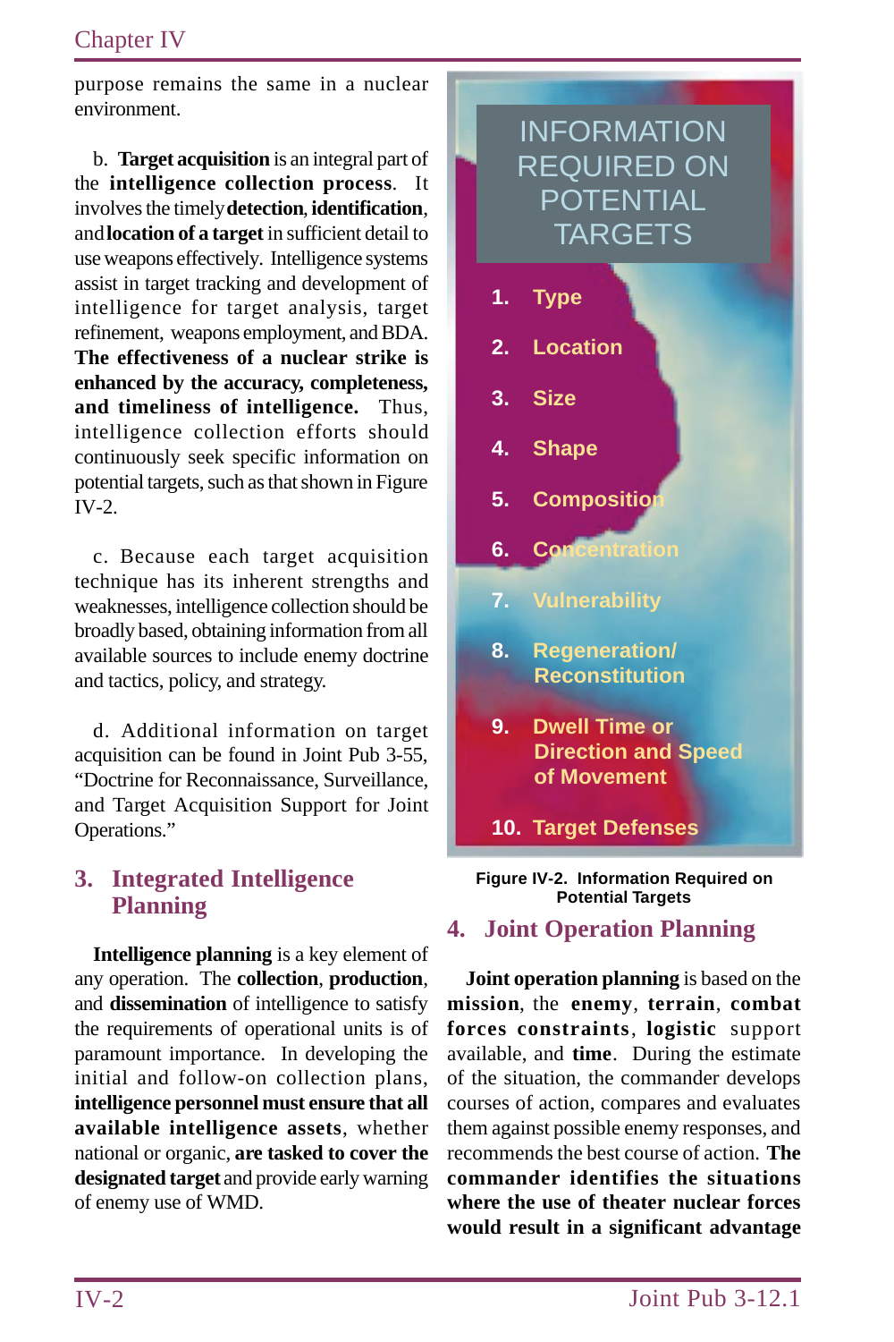purpose remains the same in a nuclear environment.

b. **Target acquisition** is an integral part of the **intelligence collection process**. It involves the timely **detection**, **identification**, and **location of a target** in sufficient detail to use weapons effectively. Intelligence systems assist in target tracking and development of intelligence for target analysis, target refinement, weapons employment, and BDA. **The effectiveness of a nuclear strike is enhanced by the accuracy, completeness, and timeliness of intelligence.** Thus, intelligence collection efforts should continuously seek specific information on potential targets, such as that shown in Figure IV-2.

**INFORMATION REQUIRED ON POTENTIAL TARGETS**

1. Type
2. Location
3. Size
4. Shape
5. Composition
6. Concentration
7. Vulnerability
8. Regeneration/ Reconstitution
9. Dwell Time or Direction and Speed of Movement
10. Target Defenses

Figure IV-2. Information Required on Potential Targets

c. Because each target acquisition technique has its inherent strengths and weaknesses, intelligence collection should be broadly based, obtaining information from all available sources to include enemy doctrine and tactics, policy, and strategy.

d. Additional information on target acquisition can be found in Joint Pub 3-55, "Doctrine for Reconnaissance, Surveillance, and Target Acquisition Support for Joint Operations."

## 3. Integrated Intelligence Planning

**Intelligence planning** is a key element of any operation. The **collection**, **production**, and **dissemination** of intelligence to satisfy the requirements of operational units is of paramount importance. In developing the initial and follow-on collection plans, **intelligence personnel must ensure that all available intelligence assets**, whether national or organic, **are tasked to cover the designated target** and provide early warning of enemy use of WMD.

## 4. Joint Operation Planning

**Joint operation planning** is based on the **mission**, the **enemy**, **terrain**, **combat forces constraints**, **logistic** support available, and **time**. During the estimate of the situation, the commander develops courses of action, compares and evaluates them against possible enemy responses, and recommends the best course of action. **The commander identifies the situations where the use of theater nuclear forces would result in a significant advantage**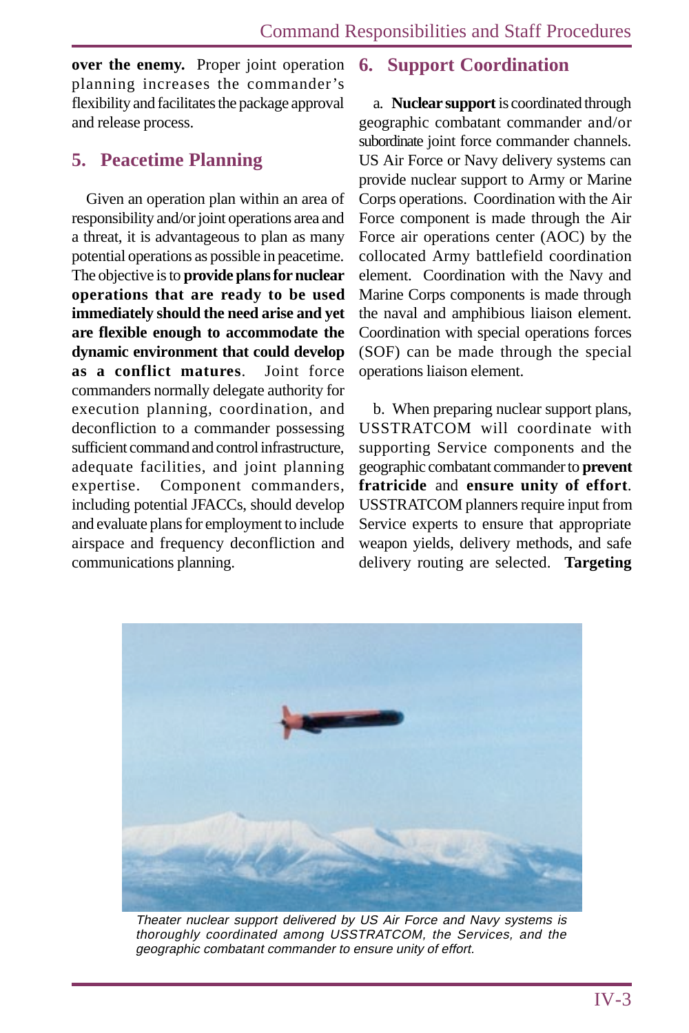**over the enemy.** Proper joint operation planning increases the commander's flexibility and facilitates the package approval and release process.

## 5. Peacetime Planning

Given an operation plan within an area of responsibility and/or joint operations area and a threat, it is advantageous to plan as many potential operations as possible in peacetime. The objective is to **provide plans for nuclear operations that are ready to be used immediately should the need arise and yet are flexible enough to accommodate the dynamic environment that could develop as a conflict matures**. Joint force commanders normally delegate authority for execution planning, coordination, and deconfliction to a commander possessing sufficient command and control infrastructure, adequate facilities, and joint planning expertise. Component commanders, including potential JFACCs, should develop and evaluate plans for employment to include airspace and frequency deconfliction and communications planning.

## 6. Support Coordination

a. **Nuclear support** is coordinated through geographic combatant commander and/or subordinate joint force commander channels. US Air Force or Navy delivery systems can provide nuclear support to Army or Marine Corps operations. Coordination with the Air Force component is made through the Air Force air operations center (AOC) by the collocated Army battlefield coordination element. Coordination with the Navy and Marine Corps components is made through the naval and amphibious liaison element. Coordination with special operations forces (SOF) can be made through the special operations liaison element.

b. When preparing nuclear support plans, USSTRATCOM will coordinate with supporting Service components and the geographic combatant commander to **prevent fratricide** and **ensure unity of effort**. USSTRATCOM planners require input from Service experts to ensure that appropriate weapon yields, delivery methods, and safe delivery routing are selected. **Targeting**

*Theater nuclear support delivered by US Air Force and Navy systems is thoroughly coordinated among USSTRATCOM, the Services, and the geographic combatant commander to ensure unity of effort.*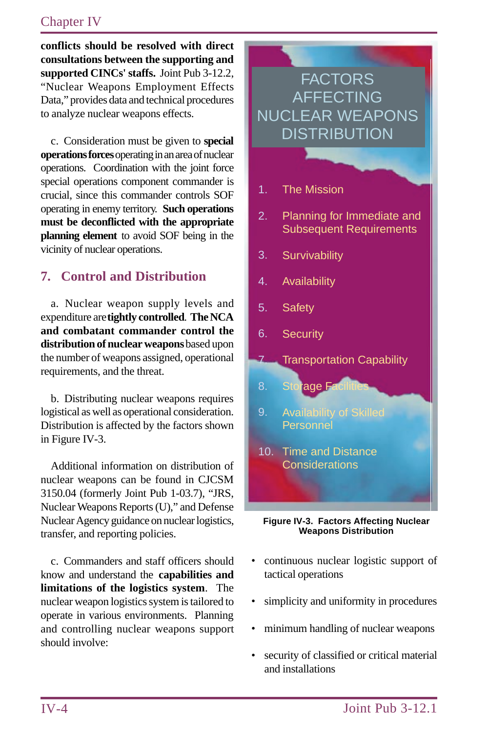**conflicts should be resolved with direct consultations between the supporting and supported CINCs' staffs.** Joint Pub 3-12.2, "Nuclear Weapons Employment Effects Data," provides data and technical procedures to analyze nuclear weapons effects.

c. Consideration must be given to **special operations forces** operating in an area of nuclear operations. Coordination with the joint force special operations component commander is crucial, since this commander controls SOF operating in enemy territory. **Such operations must be deconflicted with the appropriate planning element** to avoid SOF being in the vicinity of nuclear operations.

## 7. Control and Distribution

a. Nuclear weapon supply levels and expenditure are **tightly controlled**. **The NCA and combatant commander control the distribution of nuclear weapons** based upon the number of weapons assigned, operational requirements, and the threat.

b. Distributing nuclear weapons requires logistical as well as operational consideration. Distribution is affected by the factors shown in Figure IV-3.

Additional information on distribution of nuclear weapons can be found in CJCSM 3150.04 (formerly Joint Pub 1-03.7), "JRS, Nuclear Weapons Reports (U)," and Defense Nuclear Agency guidance on nuclear logistics, transfer, and reporting policies.

c. Commanders and staff officers should know and understand the **capabilities and limitations of the logistics system**. The nuclear weapon logistics system is tailored to operate in various environments. Planning and controlling nuclear weapons support should involve:

- continuous nuclear logistic support of tactical operations
- simplicity and uniformity in procedures
- minimum handling of nuclear weapons
- security of classified or critical material and installations

**FACTORS AFFECTING NUCLEAR WEAPONS DISTRIBUTION**

1. The Mission
2. Planning for Immediate and Subsequent Requirements
3. Survivability
4. Availability
5. Safety
6. Security
7. Transportation Capability
8. Storage Facilities
9. Availability of Skilled Personnel
10. Time and Distance Considerations

**Figure IV-3. Factors Affecting Nuclear Weapons Distribution**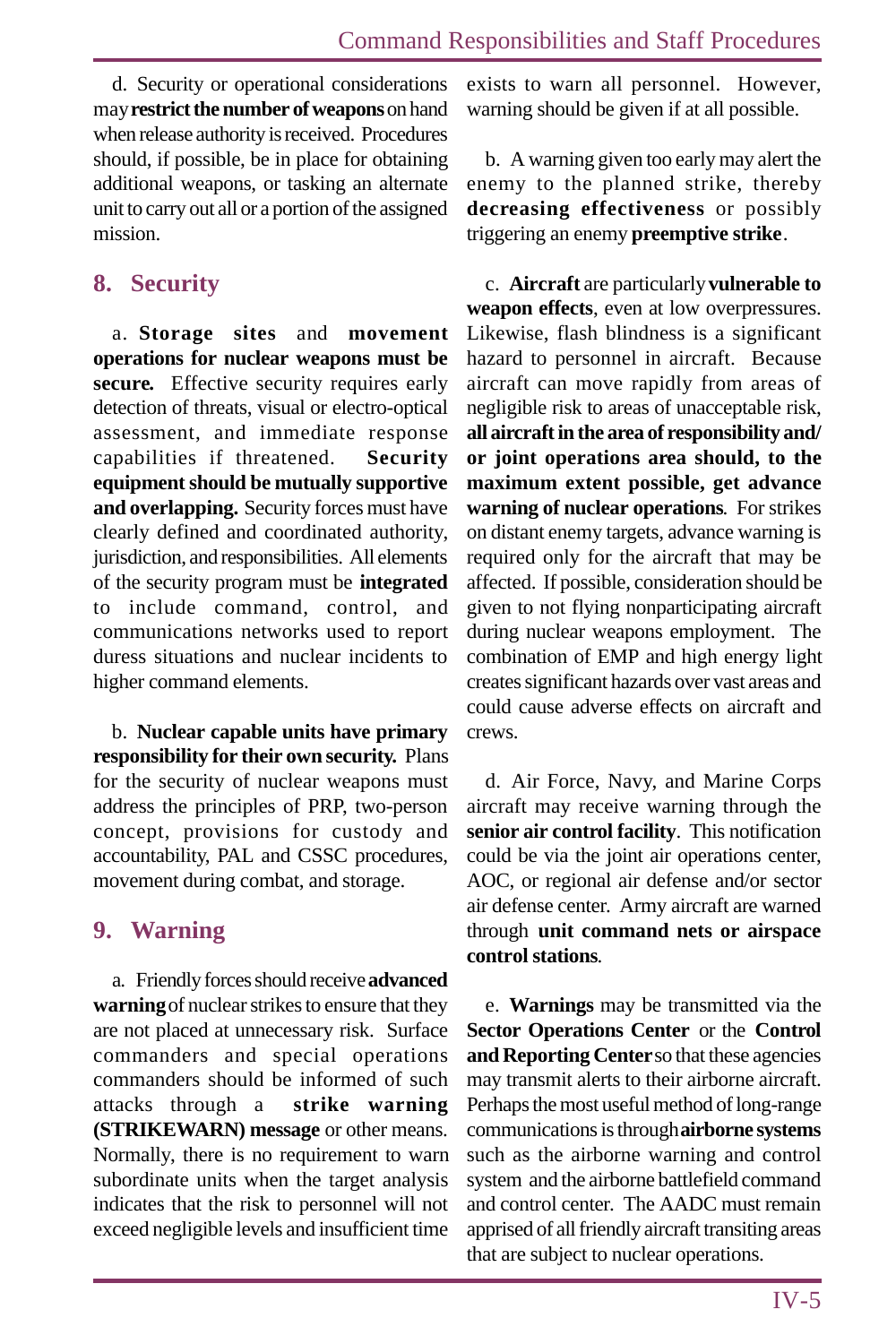d. Security or operational considerations may **restrict the number of weapons** on hand when release authority is received. Procedures should, if possible, be in place for obtaining additional weapons, or tasking an alternate unit to carry out all or a portion of the assigned mission.

## 8. Security

a. **Storage sites** and **movement operations for nuclear weapons must be secure.** Effective security requires early detection of threats, visual or electro-optical assessment, and immediate response capabilities if threatened. **Security equipment should be mutually supportive and overlapping.** Security forces must have clearly defined and coordinated authority, jurisdiction, and responsibilities. All elements of the security program must be **integrated** to include command, control, and communications networks used to report duress situations and nuclear incidents to higher command elements.

b. **Nuclear capable units have primary responsibility for their own security.** Plans for the security of nuclear weapons must address the principles of PRP, two-person concept, provisions for custody and accountability, PAL and CSSC procedures, movement during combat, and storage.

## 9. Warning

a. Friendly forces should receive **advanced warning** of nuclear strikes to ensure that they are not placed at unnecessary risk. Surface commanders and special operations commanders should be informed of such attacks through a **strike warning (STRIKEWARN) message** or other means. Normally, there is no requirement to warn subordinate units when the target analysis indicates that the risk to personnel will not exceed negligible levels and insufficient time exists to warn all personnel. However, warning should be given if at all possible.

b. A warning given too early may alert the enemy to the planned strike, thereby **decreasing effectiveness** or possibly triggering an enemy **preemptive strike**.

c. **Aircraft** are particularly **vulnerable to weapon effects**, even at low overpressures. Likewise, flash blindness is a significant hazard to personnel in aircraft. Because aircraft can move rapidly from areas of negligible risk to areas of unacceptable risk, **all aircraft in the area of responsibility and/or joint operations area should, to the maximum extent possible, get advance warning of nuclear operations**. For strikes on distant enemy targets, advance warning is required only for the aircraft that may be affected. If possible, consideration should be given to not flying nonparticipating aircraft during nuclear weapons employment. The combination of EMP and high energy light creates significant hazards over vast areas and could cause adverse effects on aircraft and crews.

d. Air Force, Navy, and Marine Corps aircraft may receive warning through the **senior air control facility**. This notification could be via the joint air operations center, AOC, or regional air defense and/or sector air defense center. Army aircraft are warned through **unit command nets or airspace control stations**.

e. **Warnings** may be transmitted via the **Sector Operations Center** or the **Control and Reporting Center** so that these agencies may transmit alerts to their airborne aircraft. Perhaps the most useful method of long-range communications is through **airborne systems** such as the airborne warning and control system and the airborne battlefield command and control center. The AADC must remain apprised of all friendly aircraft transiting areas that are subject to nuclear operations.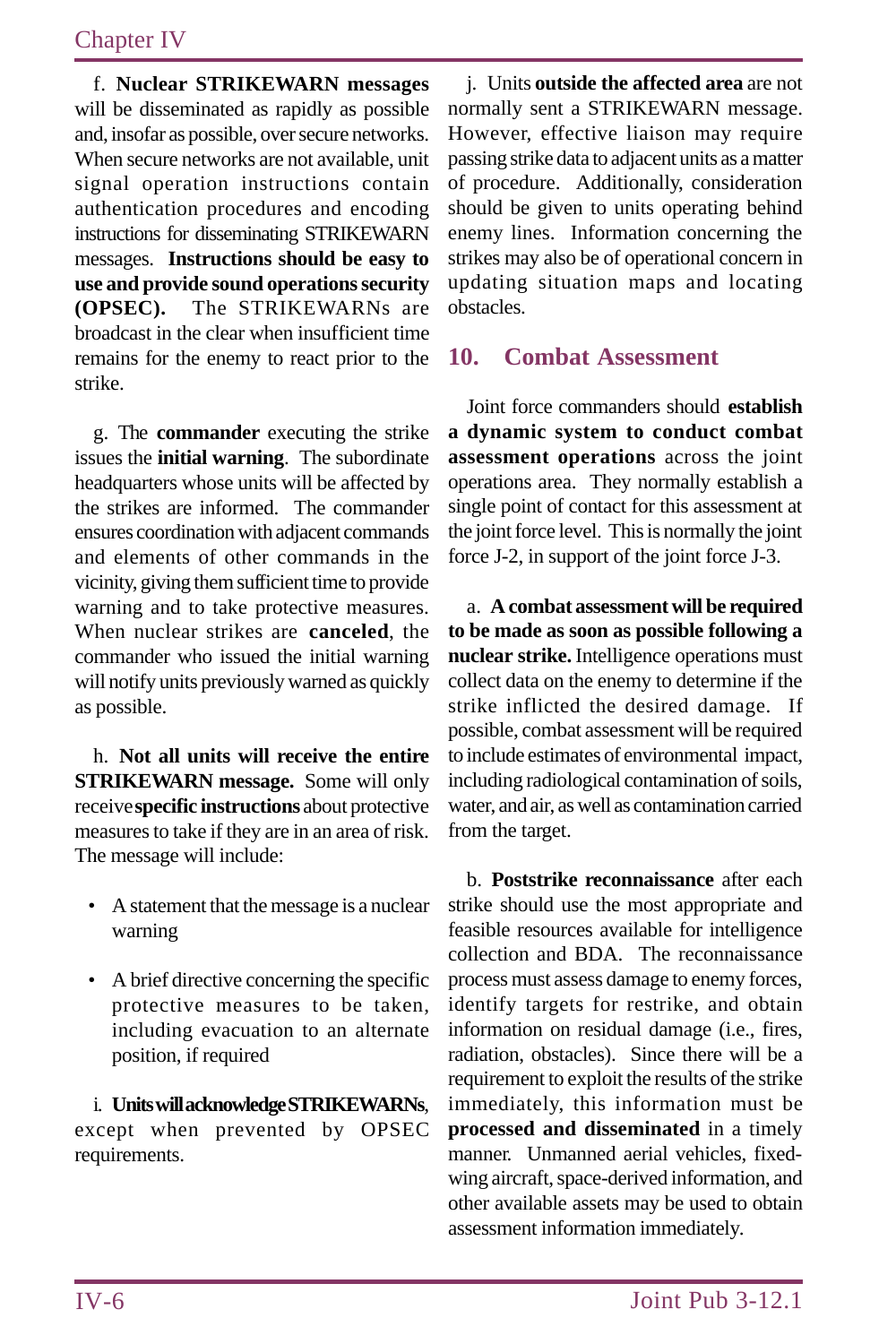f. **Nuclear STRIKEWARN messages** will be disseminated as rapidly as possible and, insofar as possible, over secure networks. When secure networks are not available, unit signal operation instructions contain authentication procedures and encoding instructions for disseminating STRIKEWARN messages. **Instructions should be easy to use and provide sound operations security (OPSEC).** The STRIKEWARNs are broadcast in the clear when insufficient time remains for the enemy to react prior to the strike.

g. The **commander** executing the strike issues the **initial warning**. The subordinate headquarters whose units will be affected by the strikes are informed. The commander ensures coordination with adjacent commands and elements of other commands in the vicinity, giving them sufficient time to provide warning and to take protective measures. When nuclear strikes are **canceled**, the commander who issued the initial warning will notify units previously warned as quickly as possible.

h. **Not all units will receive the entire STRIKEWARN message.** Some will only receive **specific instructions** about protective measures to take if they are in an area of risk. The message will include:

- A statement that the message is a nuclear warning
- A brief directive concerning the specific protective measures to be taken, including evacuation to an alternate position, if required

i. **Units will acknowledge STRIKEWARNs**, except when prevented by OPSEC requirements.

j. Units **outside the affected area** are not normally sent a STRIKEWARN message. However, effective liaison may require passing strike data to adjacent units as a matter of procedure. Additionally, consideration should be given to units operating behind enemy lines. Information concerning the strikes may also be of operational concern in updating situation maps and locating obstacles.

## 10. Combat Assessment

Joint force commanders should **establish a dynamic system to conduct combat assessment operations** across the joint operations area. They normally establish a single point of contact for this assessment at the joint force level. This is normally the joint force J-2, in support of the joint force J-3.

a. **A combat assessment will be required to be made as soon as possible following a nuclear strike.** Intelligence operations must collect data on the enemy to determine if the strike inflicted the desired damage. If possible, combat assessment will be required to include estimates of environmental impact, including radiological contamination of soils, water, and air, as well as contamination carried from the target.

b. **Poststrike reconnaissance** after each strike should use the most appropriate and feasible resources available for intelligence collection and BDA. The reconnaissance process must assess damage to enemy forces, identify targets for restrike, and obtain information on residual damage (i.e., fires, radiation, obstacles). Since there will be a requirement to exploit the results of the strike immediately, this information must be **processed and disseminated** in a timely manner. Unmanned aerial vehicles, fixed-wing aircraft, space-derived information, and other available assets may be used to obtain assessment information immediately.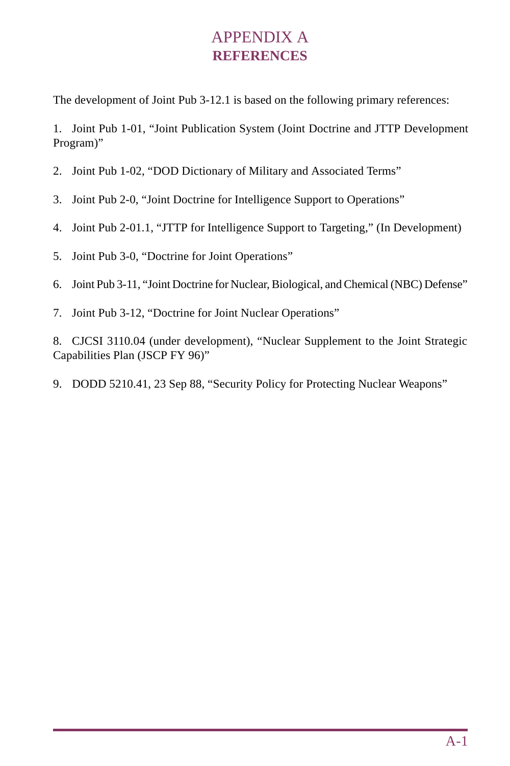# APPENDIX A
## REFERENCES

The development of Joint Pub 3-12.1 is based on the following primary references:

1. Joint Pub 1-01, "Joint Publication System (Joint Doctrine and JTTP Development Program)"

2. Joint Pub 1-02, "DOD Dictionary of Military and Associated Terms"

3. Joint Pub 2-0, "Joint Doctrine for Intelligence Support to Operations"

4. Joint Pub 2-01.1, "JTTP for Intelligence Support to Targeting," (In Development)

5. Joint Pub 3-0, "Doctrine for Joint Operations"

6. Joint Pub 3-11, "Joint Doctrine for Nuclear, Biological, and Chemical (NBC) Defense"

7. Joint Pub 3-12, "Doctrine for Joint Nuclear Operations"

8. CJCSI 3110.04 (under development), "Nuclear Supplement to the Joint Strategic Capabilities Plan (JSCP FY 96)"

9. DODD 5210.41, 23 Sep 88, "Security Policy for Protecting Nuclear Weapons"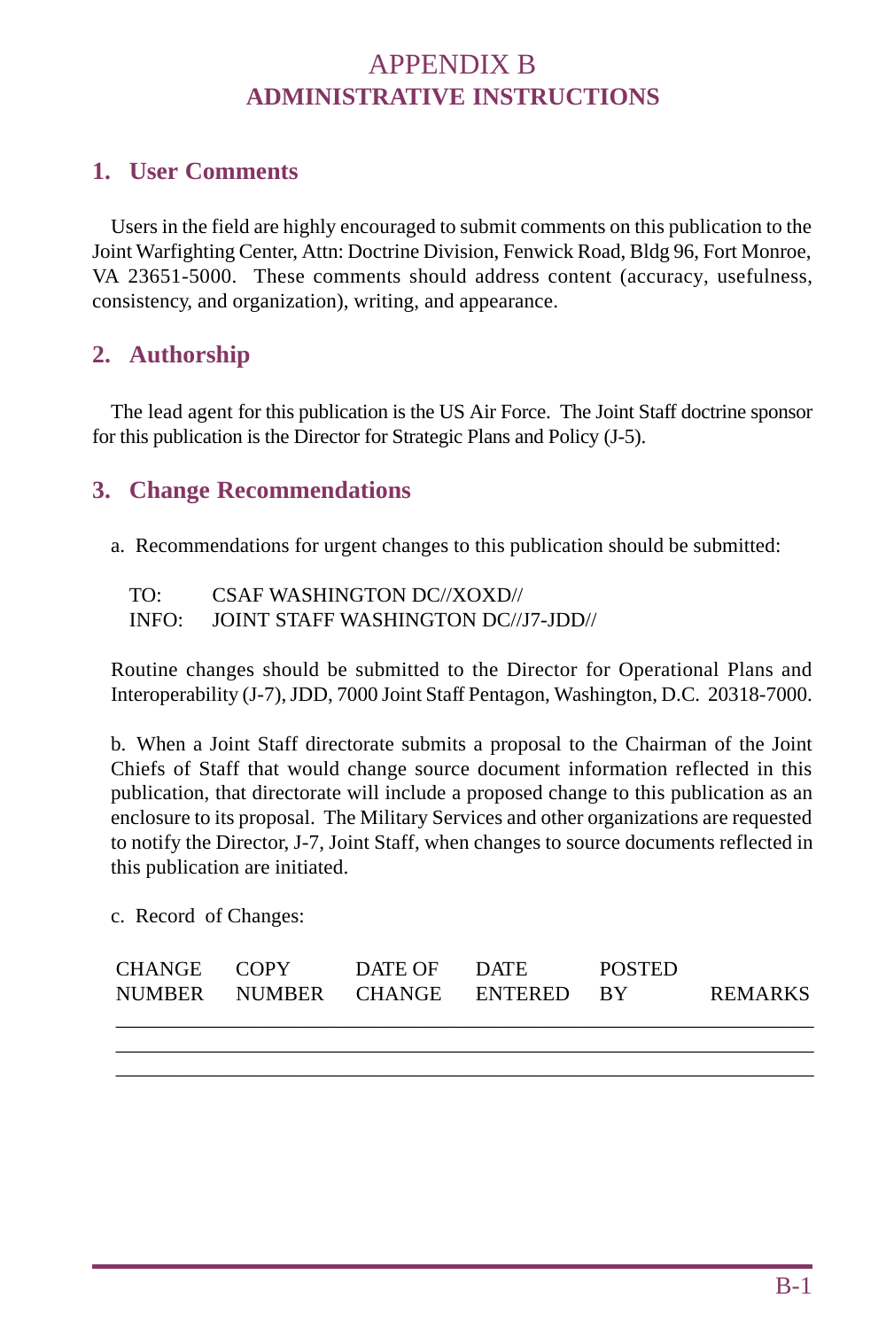# APPENDIX B
## ADMINISTRATIVE INSTRUCTIONS

### 1. User Comments

Users in the field are highly encouraged to submit comments on this publication to the Joint Warfighting Center, Attn: Doctrine Division, Fenwick Road, Bldg 96, Fort Monroe, VA 23651-5000. These comments should address content (accuracy, usefulness, consistency, and organization), writing, and appearance.

### 2. Authorship

The lead agent for this publication is the US Air Force. The Joint Staff doctrine sponsor for this publication is the Director for Strategic Plans and Policy (J-5).

### 3. Change Recommendations

a. Recommendations for urgent changes to this publication should be submitted:

TO: CSAF WASHINGTON DC//XOXD//
INFO: JOINT STAFF WASHINGTON DC//J7-JDD//

Routine changes should be submitted to the Director for Operational Plans and Interoperability (J-7), JDD, 7000 Joint Staff Pentagon, Washington, D.C. 20318-7000.

b. When a Joint Staff directorate submits a proposal to the Chairman of the Joint Chiefs of Staff that would change source document information reflected in this publication, that directorate will include a proposed change to this publication as an enclosure to its proposal. The Military Services and other organizations are requested to notify the Director, J-7, Joint Staff, when changes to source documents reflected in this publication are initiated.

c. Record of Changes:

| CHANGE NUMBER | COPY NUMBER | DATE OF CHANGE | DATE ENTERED | POSTED BY | REMARKS |
|---|---|---|---|---|---|
| | | | | | |
| | | | | | |
| | | | | | |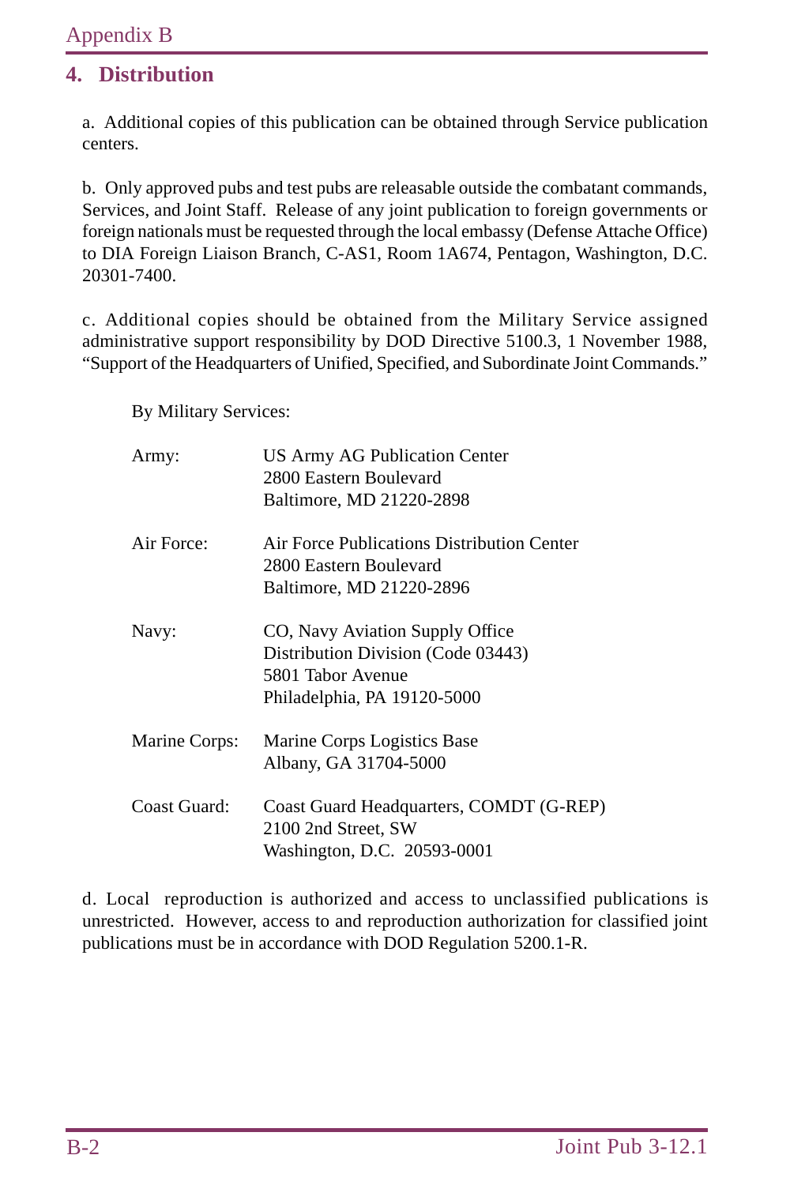## 4. Distribution

a. Additional copies of this publication can be obtained through Service publication centers.

b. Only approved pubs and test pubs are releasable outside the combatant commands, Services, and Joint Staff. Release of any joint publication to foreign governments or foreign nationals must be requested through the local embassy (Defense Attache Office) to DIA Foreign Liaison Branch, C-AS1, Room 1A674, Pentagon, Washington, D.C. 20301-7400.

c. Additional copies should be obtained from the Military Service assigned administrative support responsibility by DOD Directive 5100.3, 1 November 1988, "Support of the Headquarters of Unified, Specified, and Subordinate Joint Commands."

By Military Services:

| | |
|---|---|
| Army: | US Army AG Publication Center<br>2800 Eastern Boulevard<br>Baltimore, MD 21220-2898 |
| Air Force: | Air Force Publications Distribution Center<br>2800 Eastern Boulevard<br>Baltimore, MD 21220-2896 |
| Navy: | CO, Navy Aviation Supply Office<br>Distribution Division (Code 03443)<br>5801 Tabor Avenue<br>Philadelphia, PA 19120-5000 |
| Marine Corps: | Marine Corps Logistics Base<br>Albany, GA 31704-5000 |
| Coast Guard: | Coast Guard Headquarters, COMDT (G-REP)<br>2100 2nd Street, SW<br>Washington, D.C. 20593-0001 |

d. Local reproduction is authorized and access to unclassified publications is unrestricted. However, access to and reproduction authorization for classified joint publications must be in accordance with DOD Regulation 5200.1-R.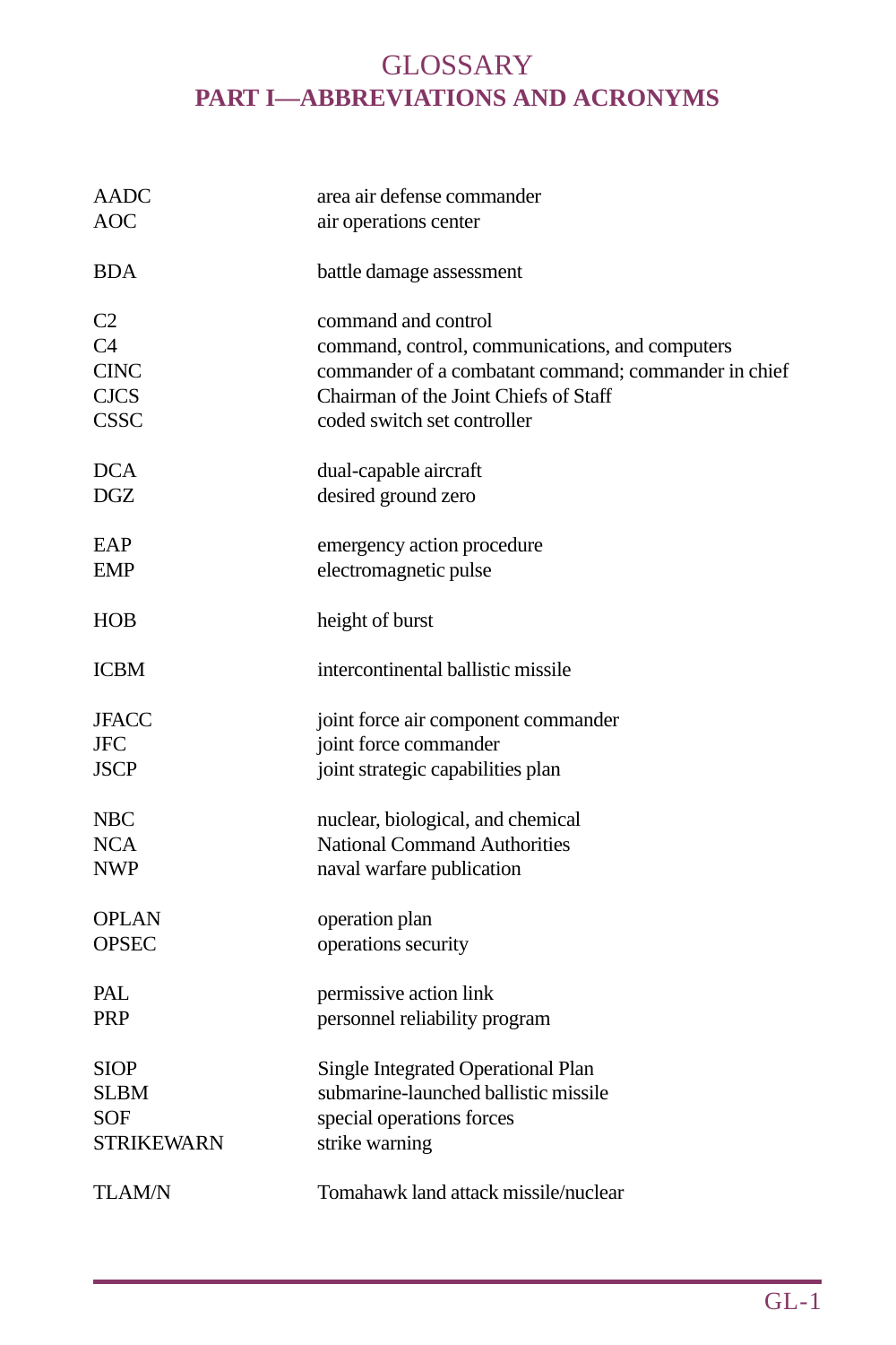# GLOSSARY
## PART I—ABBREVIATIONS AND ACRONYMS

| | |
|---|---|
| AADC | area air defense commander |
| AOC | air operations center |
| BDA | battle damage assessment |
| C2 | command and control |
| C4 | command, control, communications, and computers |
| CINC | commander of a combatant command; commander in chief |
| CJCS | Chairman of the Joint Chiefs of Staff |
| CSSC | coded switch set controller |
| DCA | dual-capable aircraft |
| DGZ | desired ground zero |
| EAP | emergency action procedure |
| EMP | electromagnetic pulse |
| HOB | height of burst |
| ICBM | intercontinental ballistic missile |
| JFACC | joint force air component commander |
| JFC | joint force commander |
| JSCP | joint strategic capabilities plan |
| NBC | nuclear, biological, and chemical |
| NCA | National Command Authorities |
| NWP | naval warfare publication |
| OPLAN | operation plan |
| OPSEC | operations security |
| PAL | permissive action link |
| PRP | personnel reliability program |
| SIOP | Single Integrated Operational Plan |
| SLBM | submarine-launched ballistic missile |
| SOF | special operations forces |
| STRIKEWARN | strike warning |
| TLAM/N | Tomahawk land attack missile/nuclear |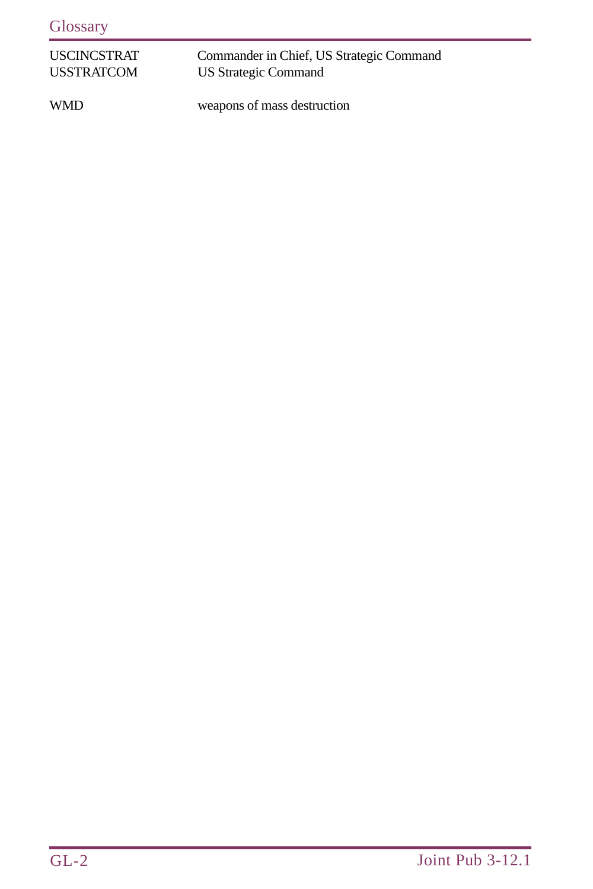| | |
|---|---|
| USCINCSTRAT | Commander in Chief, US Strategic Command |
| USSTRATCOM | US Strategic Command |
| WMD | weapons of mass destruction |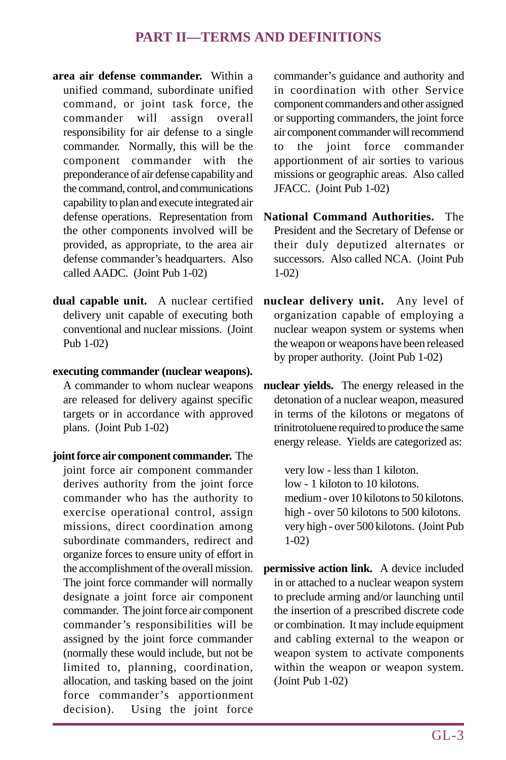## PART II—TERMS AND DEFINITIONS

**area air defense commander.** Within a unified command, subordinate unified command, or joint task force, the commander will assign overall responsibility for air defense to a single commander. Normally, this will be the component commander with the preponderance of air defense capability and the command, control, and communications capability to plan and execute integrated air defense operations. Representation from the other components involved will be provided, as appropriate, to the area air defense commander's headquarters. Also called AADC. (Joint Pub 1-02)

**dual capable unit.** A nuclear certified delivery unit capable of executing both conventional and nuclear missions. (Joint Pub 1-02)

**executing commander (nuclear weapons).** A commander to whom nuclear weapons are released for delivery against specific targets or in accordance with approved plans. (Joint Pub 1-02)

**joint force air component commander.** The joint force air component commander derives authority from the joint force commander who has the authority to exercise operational control, assign missions, direct coordination among subordinate commanders, redirect and organize forces to ensure unity of effort in the accomplishment of the overall mission. The joint force commander will normally designate a joint force air component commander. The joint force air component commander's responsibilities will be assigned by the joint force commander (normally these would include, but not be limited to, planning, coordination, allocation, and tasking based on the joint force commander's apportionment decision). Using the joint force commander's guidance and authority and in coordination with other Service component commanders and other assigned or supporting commanders, the joint force air component commander will recommend to the joint force commander apportionment of air sorties to various missions or geographic areas. Also called JFACC. (Joint Pub 1-02)

**National Command Authorities.** The President and the Secretary of Defense or their duly deputized alternates or successors. Also called NCA. (Joint Pub 1-02)

**nuclear delivery unit.** Any level of organization capable of employing a nuclear weapon system or systems when the weapon or weapons have been released by proper authority. (Joint Pub 1-02)

**nuclear yields.** The energy released in the detonation of a nuclear weapon, measured in terms of the kilotons or megatons of trinitrotoluene required to produce the same energy release. Yields are categorized as:

very low - less than 1 kiloton.
low - 1 kiloton to 10 kilotons.
medium - over 10 kilotons to 50 kilotons.
high - over 50 kilotons to 500 kilotons.
very high - over 500 kilotons. (Joint Pub 1-02)

**permissive action link.** A device included in or attached to a nuclear weapon system to preclude arming and/or launching until the insertion of a prescribed discrete code or combination. It may include equipment and cabling external to the weapon or weapon system to activate components within the weapon or weapon system. (Joint Pub 1-02)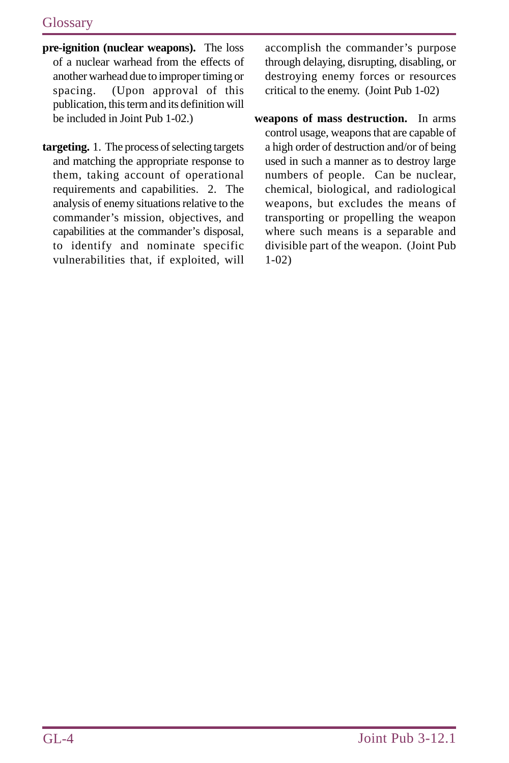**pre-ignition (nuclear weapons).** The loss of a nuclear warhead from the effects of another warhead due to improper timing or spacing. (Upon approval of this publication, this term and its definition will be included in Joint Pub 1-02.)

**targeting.** 1. The process of selecting targets and matching the appropriate response to them, taking account of operational requirements and capabilities. 2. The analysis of enemy situations relative to the commander's mission, objectives, and capabilities at the commander's disposal, to identify and nominate specific vulnerabilities that, if exploited, will accomplish the commander's purpose through delaying, disrupting, disabling, or destroying enemy forces or resources critical to the enemy. (Joint Pub 1-02)

**weapons of mass destruction.** In arms control usage, weapons that are capable of a high order of destruction and/or of being used in such a manner as to destroy large numbers of people. Can be nuclear, chemical, biological, and radiological weapons, but excludes the means of transporting or propelling the weapon where such means is a separable and divisible part of the weapon. (Joint Pub 1-02)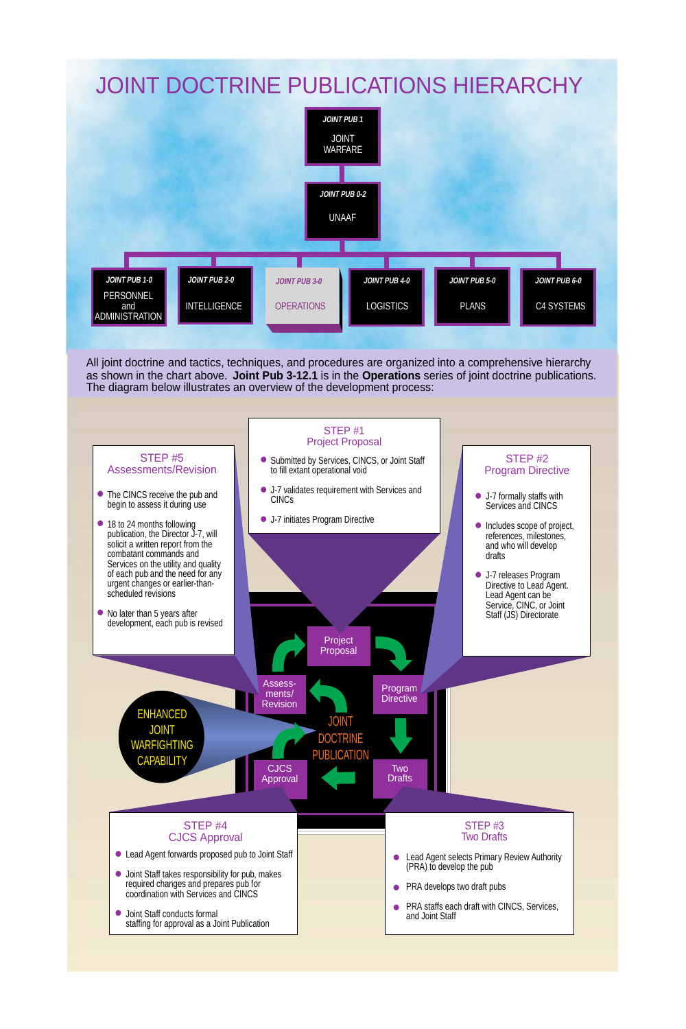# JOINT DOCTRINE PUBLICATIONS HIERARCHY

**JOINT PUB 1** — JOINT WARFARE

**JOINT PUB 0-2** — UNAAF

- **JOINT PUB 1-0** — PERSONNEL and ADMINISTRATION
- **JOINT PUB 2-0** — INTELLIGENCE
- **JOINT PUB 3-0** — OPERATIONS
- **JOINT PUB 4-0** — LOGISTICS
- **JOINT PUB 5-0** — PLANS
- **JOINT PUB 6-0** — C4 SYSTEMS

All joint doctrine and tactics, techniques, and procedures are organized into a comprehensive hierarchy as shown in the chart above. **Joint Pub 3-12.1** is in the **Operations** series of joint doctrine publications. The diagram below illustrates an overview of the development process:

## STEP #1 Project Proposal

- Submitted by Services, CINCS, or Joint Staff to fill extant operational void
- J-7 validates requirement with Services and CINCs
- J-7 initiates Program Directive

## STEP #2 Program Directive

- J-7 formally staffs with Services and CINCS
- Includes scope of project, references, milestones, and who will develop drafts
- J-7 releases Program Directive to Lead Agent. Lead Agent can be Service, CINC, or Joint Staff (JS) Directorate

## STEP #3 Two Drafts

- Lead Agent selects Primary Review Authority (PRA) to develop the pub
- PRA develops two draft pubs
- PRA staffs each draft with CINCS, Services, and Joint Staff

## STEP #4 CJCS Approval

- Lead Agent forwards proposed pub to Joint Staff
- Joint Staff takes responsibility for pub, makes required changes and prepares pub for coordination with Services and CINCS
- Joint Staff conducts formal staffing for approval as a Joint Publication

## STEP #5 Assessments/Revision

- The CINCS receive the pub and begin to assess it during use
- 18 to 24 months following publication, the Director J-7, will solicit a written report from the combatant commands and Services on the utility and quality of each pub and the need for any urgent changes or earlier-than-scheduled revisions
- No later than 5 years after development, each pub is revised

Project Proposal → Program Directive → Two Drafts → CJCS Approval → Assessments/Revision

JOINT DOCTRINE PUBLICATION

ENHANCED JOINT WARFIGHTING CAPABILITY